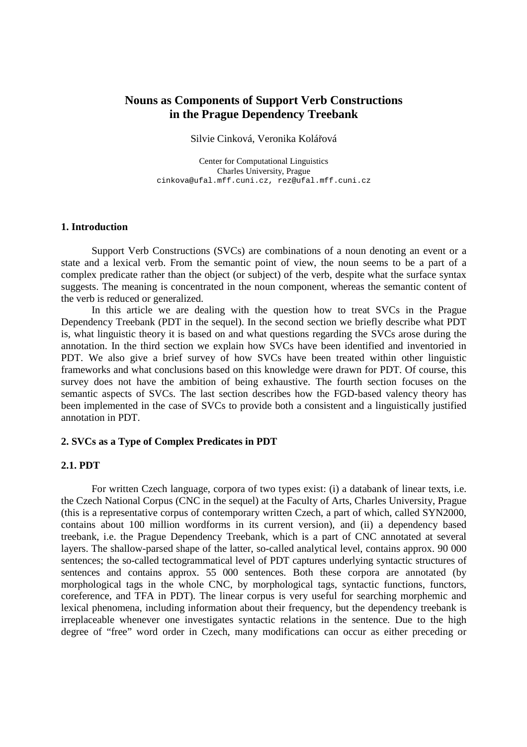# Nouns as Components of Support Verb Constructions in the Prague Dependency Treebank

Silvie Cinková, Veronika Kolářová

Center for Computational Linguistics
Charles University, Prague
cinkova@ufal.mff.cuni.cz, rez@ufal.mff.cuni.cz

## 1. Introduction

Support Verb Constructions (SVCs) are combinations of a noun denoting an event or a state and a lexical verb. From the semantic point of view, the noun seems to be a part of a complex predicate rather than the object (or subject) of the verb, despite what the surface syntax suggests. The meaning is concentrated in the noun component, whereas the semantic content of the verb is reduced or generalized.

In this article we are dealing with the question how to treat SVCs in the Prague Dependency Treebank (PDT in the sequel). In the second section we briefly describe what PDT is, what linguistic theory it is based on and what questions regarding the SVCs arose during the annotation. In the third section we explain how SVCs have been identified and inventoried in PDT. We also give a brief survey of how SVCs have been treated within other linguistic frameworks and what conclusions based on this knowledge were drawn for PDT. Of course, this survey does not have the ambition of being exhaustive. The fourth section focuses on the semantic aspects of SVCs. The last section describes how the FGD-based valency theory has been implemented in the case of SVCs to provide both a consistent and a linguistically justified annotation in PDT.

## 2. SVCs as a Type of Complex Predicates in PDT

### 2.1. PDT

For written Czech language, corpora of two types exist: (i) a databank of linear texts, i.e. the Czech National Corpus (CNC in the sequel) at the Faculty of Arts, Charles University, Prague (this is a representative corpus of contemporary written Czech, a part of which, called SYN2000, contains about 100 million wordforms in its current version), and (ii) a dependency based treebank, i.e. the Prague Dependency Treebank, which is a part of CNC annotated at several layers. The shallow-parsed shape of the latter, so-called analytical level, contains approx. 90 000 sentences; the so-called tectogrammatical level of PDT captures underlying syntactic structures of sentences and contains approx. 55 000 sentences. Both these corpora are annotated (by morphological tags in the whole CNC, by morphological tags, syntactic functions, functors, coreference, and TFA in PDT). The linear corpus is very useful for searching morphemic and lexical phenomena, including information about their frequency, but the dependency treebank is irreplaceable whenever one investigates syntactic relations in the sentence. Due to the high degree of "free" word order in Czech, many modifications can occur as either preceding or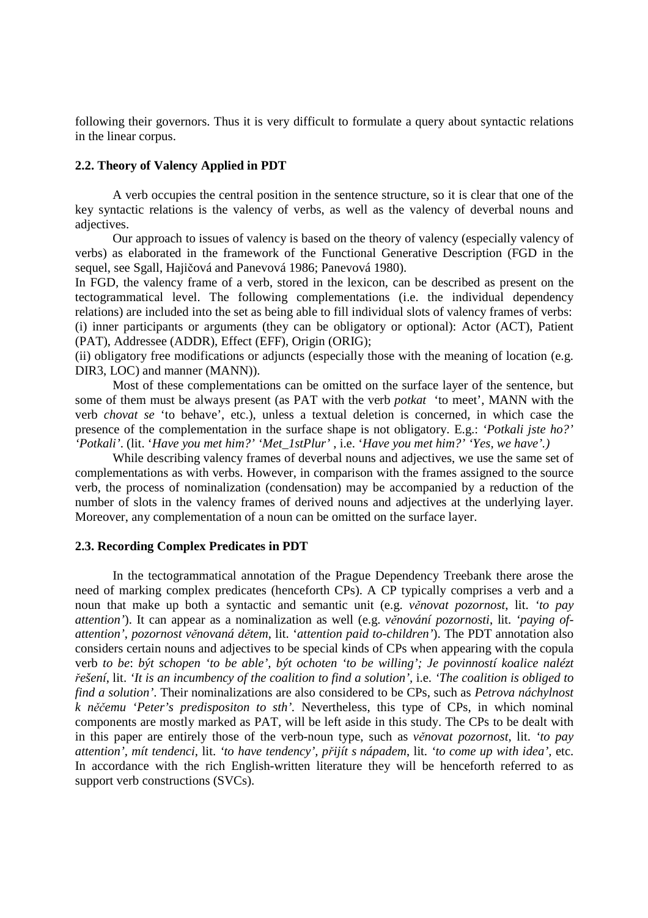following their governors. Thus it is very difficult to formulate a query about syntactic relations in the linear corpus.

### 2.2. Theory of Valency Applied in PDT

A verb occupies the central position in the sentence structure, so it is clear that one of the key syntactic relations is the valency of verbs, as well as the valency of deverbal nouns and adjectives.

Our approach to issues of valency is based on the theory of valency (especially valency of verbs) as elaborated in the framework of the Functional Generative Description (FGD in the sequel, see Sgall, Hajičová and Panevová 1986; Panevová 1980).

In FGD, the valency frame of a verb, stored in the lexicon, can be described as present on the tectogrammatical level. The following complementations (i.e. the individual dependency relations) are included into the set as being able to fill individual slots of valency frames of verbs:
(i) inner participants or arguments (they can be obligatory or optional): Actor (ACT), Patient (PAT), Addressee (ADDR), Effect (EFF), Origin (ORIG);
(ii) obligatory free modifications or adjuncts (especially those with the meaning of location (e.g. DIR3, LOC) and manner (MANN)).

Most of these complementations can be omitted on the surface layer of the sentence, but some of them must be always present (as PAT with the verb *potkat* 'to meet', MANN with the verb *chovat se* 'to behave', etc.), unless a textual deletion is concerned, in which case the presence of the complementation in the surface shape is not obligatory. E.g.: *'Potkali jste ho?' 'Potkali'*. (lit. '*Have you met him?' 'Met_1stPlur'* , i.e. *'Have you met him?' 'Yes, we have'.)*

While describing valency frames of deverbal nouns and adjectives, we use the same set of complementations as with verbs. However, in comparison with the frames assigned to the source verb, the process of nominalization (condensation) may be accompanied by a reduction of the number of slots in the valency frames of derived nouns and adjectives at the underlying layer. Moreover, any complementation of a noun can be omitted on the surface layer.

### 2.3. Recording Complex Predicates in PDT

In the tectogrammatical annotation of the Prague Dependency Treebank there arose the need of marking complex predicates (henceforth CPs). A CP typically comprises a verb and a noun that make up both a syntactic and semantic unit (e.g. *věnovat pozornost*, lit. *'to pay attention'*). It can appear as a nominalization as well (e.g. *věnování pozornosti*, lit. *'paying of-attention'*, *pozornost věnovaná dětem*, lit. '*attention paid to-children'*). The PDT annotation also considers certain nouns and adjectives to be special kinds of CPs when appearing with the copula verb *to be*: *být schopen 'to be able', být ochoten 'to be willing'; Je povinností koalice nalézt řešení*, lit. *'It is an incumbency of the coalition to find a solution'*, i.e. *'The coalition is obliged to find a solution'*. Their nominalizations are also considered to be CPs, such as *Petrova náchylnost k něčemu 'Peter's predispositon to sth'.* Nevertheless, this type of CPs, in which nominal components are mostly marked as PAT, will be left aside in this study. The CPs to be dealt with in this paper are entirely those of the verb-noun type, such as *věnovat pozornost*, lit. *'to pay attention'*, *mít tendenci*, lit. *'to have tendency'*, *přijít s nápadem*, lit. *'to come up with idea'*, etc. In accordance with the rich English-written literature they will be henceforth referred to as support verb constructions (SVCs).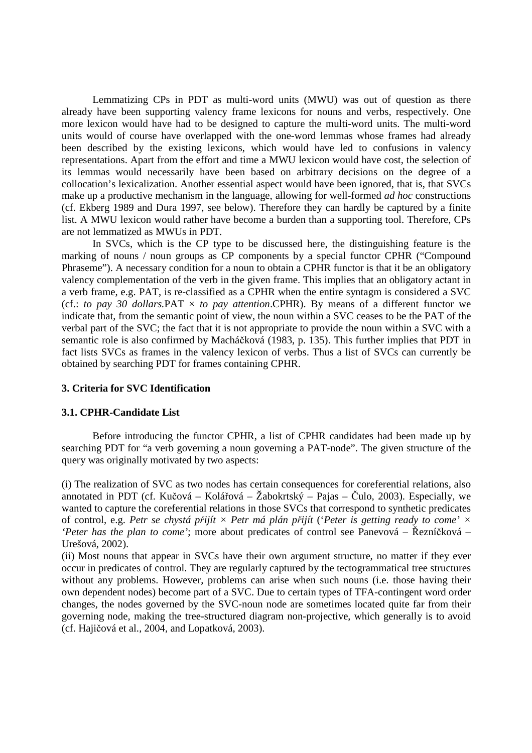Lemmatizing CPs in PDT as multi-word units (MWU) was out of question as there already have been supporting valency frame lexicons for nouns and verbs, respectively. One more lexicon would have had to be designed to capture the multi-word units. The multi-word units would of course have overlapped with the one-word lemmas whose frames had already been described by the existing lexicons, which would have led to confusions in valency representations. Apart from the effort and time a MWU lexicon would have cost, the selection of its lemmas would necessarily have been based on arbitrary decisions on the degree of a collocation's lexicalization. Another essential aspect would have been ignored, that is, that SVCs make up a productive mechanism in the language, allowing for well-formed *ad hoc* constructions (cf. Ekberg 1989 and Dura 1997, see below). Therefore they can hardly be captured by a finite list. A MWU lexicon would rather have become a burden than a supporting tool. Therefore, CPs are not lemmatized as MWUs in PDT.

In SVCs, which is the CP type to be discussed here, the distinguishing feature is the marking of nouns / noun groups as CP components by a special functor CPHR ("Compound Phraseme"). A necessary condition for a noun to obtain a CPHR functor is that it be an obligatory valency complementation of the verb in the given frame. This implies that an obligatory actant in a verb frame, e.g. PAT, is re-classified as a CPHR when the entire syntagm is considered a SVC (cf.: *to pay 30 dollars*.PAT × *to pay attention*.CPHR). By means of a different functor we indicate that, from the semantic point of view, the noun within a SVC ceases to be the PAT of the verbal part of the SVC; the fact that it is not appropriate to provide the noun within a SVC with a semantic role is also confirmed by Macháčková (1983, p. 135). This further implies that PDT in fact lists SVCs as frames in the valency lexicon of verbs. Thus a list of SVCs can currently be obtained by searching PDT for frames containing CPHR.

## 3. Criteria for SVC Identification

### 3.1. CPHR-Candidate List

Before introducing the functor CPHR, a list of CPHR candidates had been made up by searching PDT for "a verb governing a noun governing a PAT-node". The given structure of the query was originally motivated by two aspects:

(i) The realization of SVC as two nodes has certain consequences for coreferential relations, also annotated in PDT (cf. Kučová – Kolářová – Žabokrtský – Pajas – Čulo, 2003). Especially, we wanted to capture the coreferential relations in those SVCs that correspond to synthetic predicates of control, e.g. *Petr se chystá přijít* × *Petr má plán přijít* (*'Peter is getting ready to come'* × *'Peter has the plan to come'*; more about predicates of control see Panevová – Řezníčková – Urešová, 2002).

(ii) Most nouns that appear in SVCs have their own argument structure, no matter if they ever occur in predicates of control. They are regularly captured by the tectogrammatical tree structures without any problems. However, problems can arise when such nouns (i.e. those having their own dependent nodes) become part of a SVC. Due to certain types of TFA-contingent word order changes, the nodes governed by the SVC-noun node are sometimes located quite far from their governing node, making the tree-structured diagram non-projective, which generally is to avoid (cf. Hajičová et al., 2004, and Lopatková, 2003).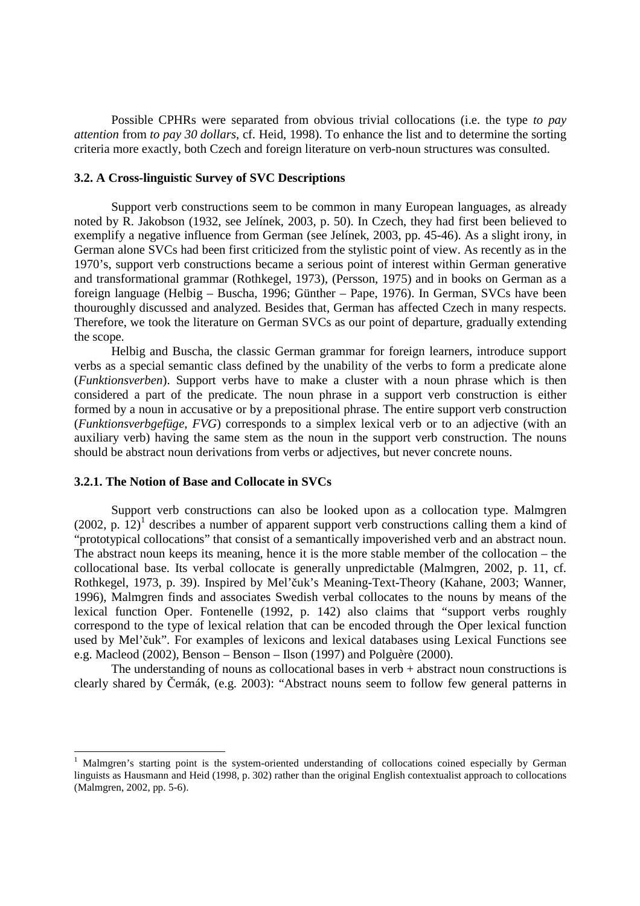Possible CPHRs were separated from obvious trivial collocations (i.e. the type *to pay attention* from *to pay 30 dollars*, cf. Heid, 1998). To enhance the list and to determine the sorting criteria more exactly, both Czech and foreign literature on verb-noun structures was consulted.

### 3.2. A Cross-linguistic Survey of SVC Descriptions

Support verb constructions seem to be common in many European languages, as already noted by R. Jakobson (1932, see Jelínek, 2003, p. 50). In Czech, they had first been believed to exemplify a negative influence from German (see Jelínek, 2003, pp. 45-46). As a slight irony, in German alone SVCs had been first criticized from the stylistic point of view. As recently as in the 1970's, support verb constructions became a serious point of interest within German generative and transformational grammar (Rothkegel, 1973), (Persson, 1975) and in books on German as a foreign language (Helbig – Buscha, 1996; Günther – Pape, 1976). In German, SVCs have been thouroughly discussed and analyzed. Besides that, German has affected Czech in many respects. Therefore, we took the literature on German SVCs as our point of departure, gradually extending the scope.

Helbig and Buscha, the classic German grammar for foreign learners, introduce support verbs as a special semantic class defined by the unability of the verbs to form a predicate alone (*Funktionsverben*). Support verbs have to make a cluster with a noun phrase which is then considered a part of the predicate. The noun phrase in a support verb construction is either formed by a noun in accusative or by a prepositional phrase. The entire support verb construction (*Funktionsverbgefüge*, *FVG*) corresponds to a simplex lexical verb or to an adjective (with an auxiliary verb) having the same stem as the noun in the support verb construction. The nouns should be abstract noun derivations from verbs or adjectives, but never concrete nouns.

### 3.2.1. The Notion of Base and Collocate in SVCs

Support verb constructions can also be looked upon as a collocation type. Malmgren (2002, p. 12)[1] describes a number of apparent support verb constructions calling them a kind of "prototypical collocations" that consist of a semantically impoverished verb and an abstract noun. The abstract noun keeps its meaning, hence it is the more stable member of the collocation – the collocational base. Its verbal collocate is generally unpredictable (Malmgren, 2002, p. 11, cf. Rothkegel, 1973, p. 39). Inspired by Mel'čuk's Meaning-Text-Theory (Kahane, 2003; Wanner, 1996), Malmgren finds and associates Swedish verbal collocates to the nouns by means of the lexical function Oper. Fontenelle (1992, p. 142) also claims that "support verbs roughly correspond to the type of lexical relation that can be encoded through the Oper lexical function used by Mel'čuk". For examples of lexicons and lexical databases using Lexical Functions see e.g. Macleod (2002), Benson – Benson – Ilson (1997) and Polguère (2000).

The understanding of nouns as collocational bases in verb + abstract noun constructions is clearly shared by Čermák, (e.g. 2003): "Abstract nouns seem to follow few general patterns in

---

[1] Malmgren's starting point is the system-oriented understanding of collocations coined especially by German linguists as Hausmann and Heid (1998, p. 302) rather than the original English contextualist approach to collocations (Malmgren, 2002, pp. 5-6).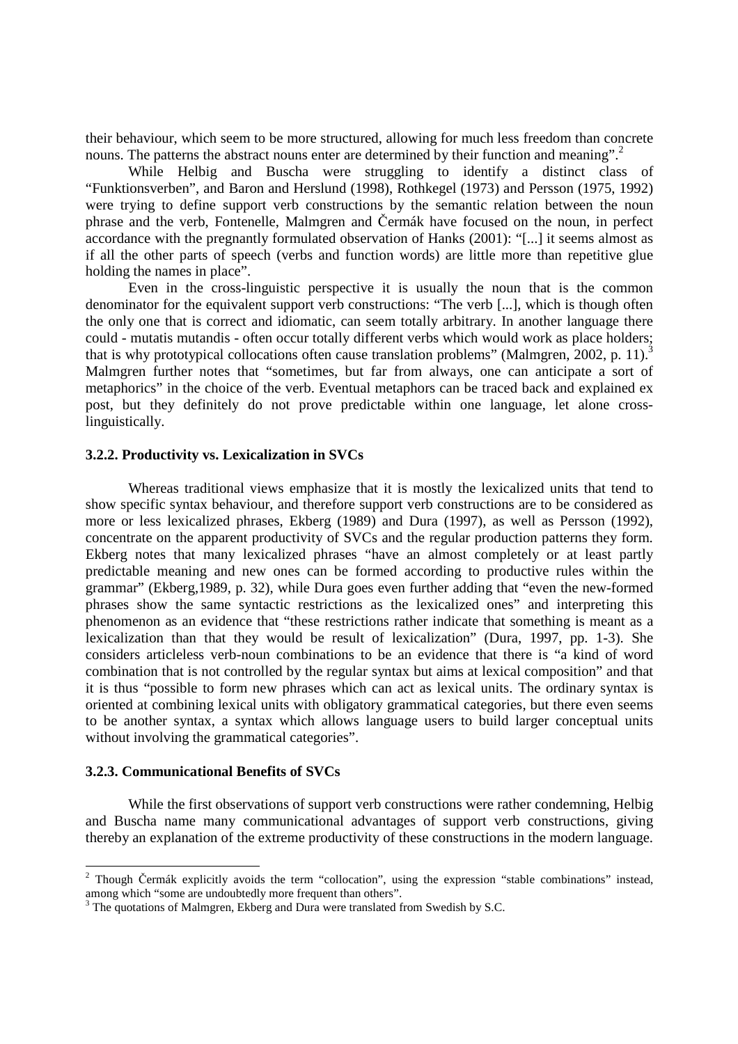their behaviour, which seem to be more structured, allowing for much less freedom than concrete nouns. The patterns the abstract nouns enter are determined by their function and meaning".[2]

While Helbig and Buscha were struggling to identify a distinct class of "Funktionsverben", and Baron and Herslund (1998), Rothkegel (1973) and Persson (1975, 1992) were trying to define support verb constructions by the semantic relation between the noun phrase and the verb, Fontenelle, Malmgren and Čermák have focused on the noun, in perfect accordance with the pregnantly formulated observation of Hanks (2001): "[...] it seems almost as if all the other parts of speech (verbs and function words) are little more than repetitive glue holding the names in place".

Even in the cross-linguistic perspective it is usually the noun that is the common denominator for the equivalent support verb constructions: "The verb [...], which is though often the only one that is correct and idiomatic, can seem totally arbitrary. In another language there could - mutatis mutandis - often occur totally different verbs which would work as place holders; that is why prototypical collocations often cause translation problems" (Malmgren, 2002, p. 11).[3] Malmgren further notes that "sometimes, but far from always, one can anticipate a sort of metaphorics" in the choice of the verb. Eventual metaphors can be traced back and explained ex post, but they definitely do not prove predictable within one language, let alone cross-linguistically.

### 3.2.2. Productivity vs. Lexicalization in SVCs

Whereas traditional views emphasize that it is mostly the lexicalized units that tend to show specific syntax behaviour, and therefore support verb constructions are to be considered as more or less lexicalized phrases, Ekberg (1989) and Dura (1997), as well as Persson (1992), concentrate on the apparent productivity of SVCs and the regular production patterns they form. Ekberg notes that many lexicalized phrases "have an almost completely or at least partly predictable meaning and new ones can be formed according to productive rules within the grammar" (Ekberg,1989, p. 32), while Dura goes even further adding that "even the new-formed phrases show the same syntactic restrictions as the lexicalized ones" and interpreting this phenomenon as an evidence that "these restrictions rather indicate that something is meant as a lexicalization than that they would be result of lexicalization" (Dura, 1997, pp. 1-3). She considers articleless verb-noun combinations to be an evidence that there is "a kind of word combination that is not controlled by the regular syntax but aims at lexical composition" and that it is thus "possible to form new phrases which can act as lexical units. The ordinary syntax is oriented at combining lexical units with obligatory grammatical categories, but there even seems to be another syntax, a syntax which allows language users to build larger conceptual units without involving the grammatical categories".

### 3.2.3. Communicational Benefits of SVCs

While the first observations of support verb constructions were rather condemning, Helbig and Buscha name many communicational advantages of support verb constructions, giving thereby an explanation of the extreme productivity of these constructions in the modern language.

---

[2] Though Čermák explicitly avoids the term "collocation", using the expression "stable combinations" instead, among which "some are undoubtedly more frequent than others".

[3] The quotations of Malmgren, Ekberg and Dura were translated from Swedish by S.C.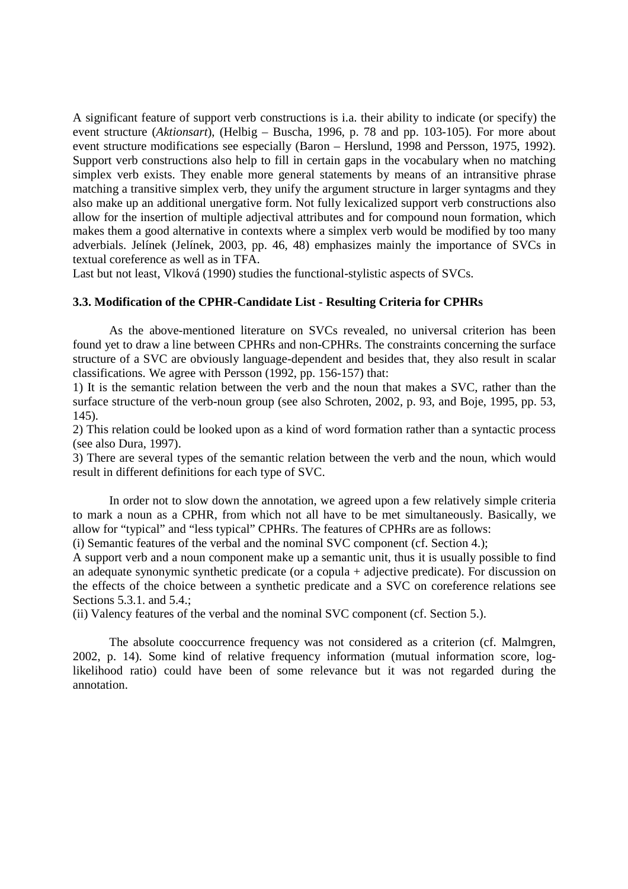A significant feature of support verb constructions is i.a. their ability to indicate (or specify) the event structure (*Aktionsart*), (Helbig – Buscha, 1996, p. 78 and pp. 103-105). For more about event structure modifications see especially (Baron – Herslund, 1998 and Persson, 1975, 1992). Support verb constructions also help to fill in certain gaps in the vocabulary when no matching simplex verb exists. They enable more general statements by means of an intransitive phrase matching a transitive simplex verb, they unify the argument structure in larger syntagms and they also make up an additional unergative form. Not fully lexicalized support verb constructions also allow for the insertion of multiple adjectival attributes and for compound noun formation, which makes them a good alternative in contexts where a simplex verb would be modified by too many adverbials. Jelínek (Jelínek, 2003, pp. 46, 48) emphasizes mainly the importance of SVCs in textual coreference as well as in TFA.

Last but not least, Vlková (1990) studies the functional-stylistic aspects of SVCs.

### 3.3. Modification of the CPHR-Candidate List - Resulting Criteria for CPHRs

As the above-mentioned literature on SVCs revealed, no universal criterion has been found yet to draw a line between CPHRs and non-CPHRs. The constraints concerning the surface structure of a SVC are obviously language-dependent and besides that, they also result in scalar classifications. We agree with Persson (1992, pp. 156-157) that:

1) It is the semantic relation between the verb and the noun that makes a SVC, rather than the surface structure of the verb-noun group (see also Schroten, 2002, p. 93, and Boje, 1995, pp. 53, 145).

2) This relation could be looked upon as a kind of word formation rather than a syntactic process (see also Dura, 1997).

3) There are several types of the semantic relation between the verb and the noun, which would result in different definitions for each type of SVC.

In order not to slow down the annotation, we agreed upon a few relatively simple criteria to mark a noun as a CPHR, from which not all have to be met simultaneously. Basically, we allow for "typical" and "less typical" CPHRs. The features of CPHRs are as follows:

(i) Semantic features of the verbal and the nominal SVC component (cf. Section 4.);

A support verb and a noun component make up a semantic unit, thus it is usually possible to find an adequate synonymic synthetic predicate (or a copula + adjective predicate). For discussion on the effects of the choice between a synthetic predicate and a SVC on coreference relations see Sections 5.3.1. and 5.4.;

(ii) Valency features of the verbal and the nominal SVC component (cf. Section 5.).

The absolute cooccurrence frequency was not considered as a criterion (cf. Malmgren, 2002, p. 14). Some kind of relative frequency information (mutual information score, log-likelihood ratio) could have been of some relevance but it was not regarded during the annotation.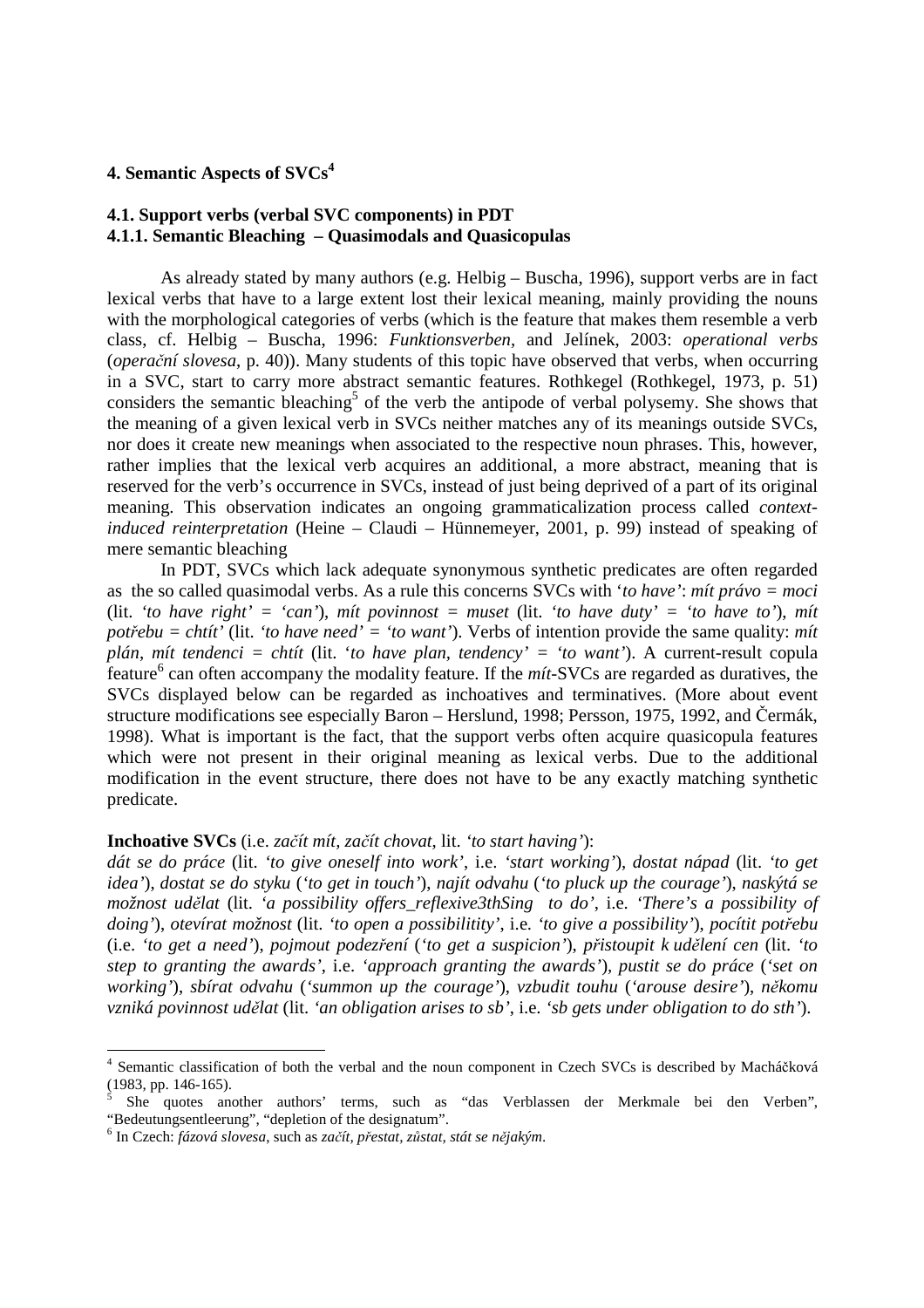## 4. Semantic Aspects of SVCs[4]

### 4.1. Support verbs (verbal SVC components) in PDT

#### 4.1.1. Semantic Bleaching – Quasimodals and Quasicopulas

As already stated by many authors (e.g. Helbig – Buscha, 1996), support verbs are in fact lexical verbs that have to a large extent lost their lexical meaning, mainly providing the nouns with the morphological categories of verbs (which is the feature that makes them resemble a verb class, cf. Helbig – Buscha, 1996: *Funktionsverben*, and Jelínek, 2003: *operational verbs* (*operační slovesa*, p. 40)). Many students of this topic have observed that verbs, when occurring in a SVC, start to carry more abstract semantic features. Rothkegel (Rothkegel, 1973, p. 51) considers the semantic bleaching[5] of the verb the antipode of verbal polysemy. She shows that the meaning of a given lexical verb in SVCs neither matches any of its meanings outside SVCs, nor does it create new meanings when associated to the respective noun phrases. This, however, rather implies that the lexical verb acquires an additional, a more abstract, meaning that is reserved for the verb's occurrence in SVCs, instead of just being deprived of a part of its original meaning. This observation indicates an ongoing grammaticalization process called *context-induced reinterpretation* (Heine – Claudi – Hünnemeyer, 2001, p. 99) instead of speaking of mere semantic bleaching

In PDT, SVCs which lack adequate synonymous synthetic predicates are often regarded as the so called quasimodal verbs. As a rule this concerns SVCs with '*to have'*: *mít právo = moci* (lit. *'to have right' = 'can'*), *mít povinnost = muset* (lit. *'to have duty' = 'to have to'*), *mít potřebu = chtít'* (lit. *'to have need' = 'to want'*). Verbs of intention provide the same quality: *mít plán, mít tendenci = chtít* (lit. '*to have plan, tendency' = 'to want'*). A current-result copula feature[6] can often accompany the modality feature. If the *mít*-SVCs are regarded as duratives, the SVCs displayed below can be regarded as inchoatives and terminatives. (More about event structure modifications see especially Baron – Herslund, 1998; Persson, 1975, 1992, and Čermák, 1998). What is important is the fact, that the support verbs often acquire quasicopula features which were not present in their original meaning as lexical verbs. Due to the additional modification in the event structure, there does not have to be any exactly matching synthetic predicate.

**Inchoative SVCs** (i.e. *začít mít, začít chovat*, lit. *'to start having'*):
*dát se do práce* (lit. *'to give oneself into work'*, i.e. *'start working'*), *dostat nápad* (lit. *'to get idea'*), *dostat se do styku* (*'to get in touch'*), *najít odvahu* (*'to pluck up the courage'*), *naskýtá se možnost udělat* (lit. *'a possibility offers_reflexive3thSing to do'*, i.e. *'There's a possibility of doing'*), *otevírat možnost* (lit. *'to open a possibilitity'*, i.e. *'to give a possibility'*), *pocítit potřebu* (i.e. *'to get a need'*), *pojmout podezření* (*'to get a suspicion'*), *přistoupit k udělení cen* (lit. *'to step to granting the awards'*, i.e. *'approach granting the awards'*), *pustit se do práce* (*'set on working'*), *sbírat odvahu* (*'summon up the courage'*), *vzbudit touhu* (*'arouse desire'*), *někomu vzniká povinnost udělat* (lit. *'an obligation arises to sb'*, i.e. *'sb gets under obligation to do sth'*).

---

[4] Semantic classification of both the verbal and the noun component in Czech SVCs is described by Macháčková (1983, pp. 146-165).

[5] She quotes another authors' terms, such as "das Verblassen der Merkmale bei den Verben", "Bedeutungsentleerung", "depletion of the designatum".

[6] In Czech: *fázová slovesa*, such as *začít, přestat, zůstat, stát se nějakým*.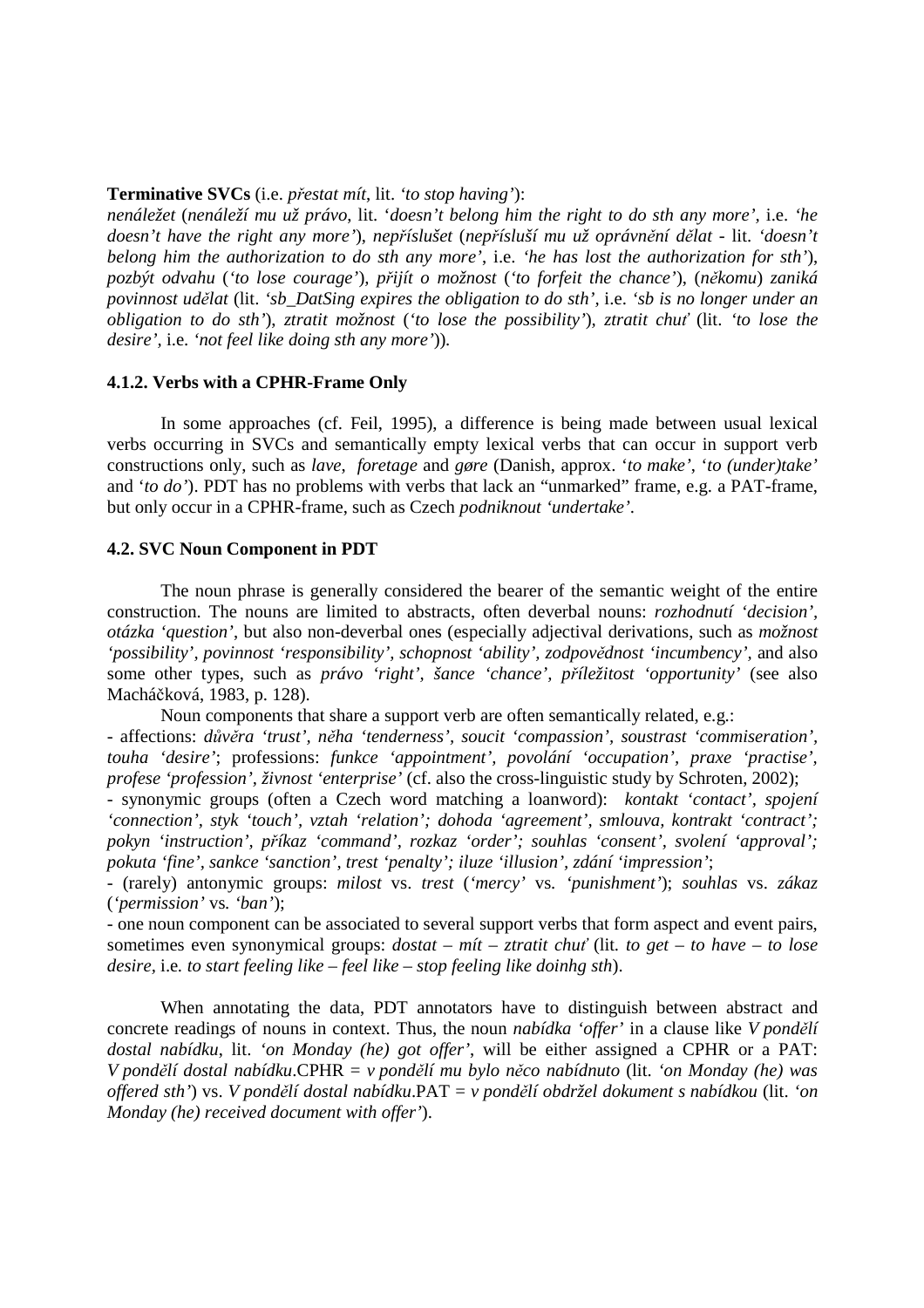**Terminative SVCs** (i.e. *přestat mít*, lit. *'to stop having'*):
*nenáležet* (*nenáleží mu už právo*, lit. *'doesn't belong him the right to do sth any more'*, i.e. *'he doesn't have the right any more'*), *nepříslušet* (*nepřísluší mu už oprávnění dělat* - lit. *'doesn't belong him the authorization to do sth any more'*, i.e. *'he has lost the authorization for sth'*), *pozbýt odvahu* (*'to lose courage'*), *přijít o možnost* (*'to forfeit the chance'*), (*někomu*) *zaniká povinnost udělat* (lit. *'sb_DatSing expires the obligation to do sth'*, i.e. *'sb is no longer under an obligation to do sth'*), *ztratit možnost* (*'to lose the possibility'*), *ztratit chuť* (lit. *'to lose the desire'*, i.e. *'not feel like doing sth any more'*)).

### 4.1.2. Verbs with a CPHR-Frame Only

In some approaches (cf. Feil, 1995), a difference is being made between usual lexical verbs occurring in SVCs and semantically empty lexical verbs that can occur in support verb constructions only, such as *lave*, *foretage* and *gøre* (Danish, approx. *'to make'*, *'to (under)take'* and *'to do'*). PDT has no problems with verbs that lack an "unmarked" frame, e.g. a PAT-frame, but only occur in a CPHR-frame, such as Czech *podniknout 'undertake'*.

### 4.2. SVC Noun Component in PDT

The noun phrase is generally considered the bearer of the semantic weight of the entire construction. The nouns are limited to abstracts, often deverbal nouns: *rozhodnutí 'decision'*, *otázka 'question'*, but also non-deverbal ones (especially adjectival derivations, such as *možnost 'possibility'*, *povinnost 'responsibility'*, *schopnost 'ability'*, *zodpovědnost 'incumbency'*, and also some other types, such as *právo 'right'*, *šance 'chance'*, *příležitost 'opportunity'* (see also Macháčková, 1983, p. 128).

Noun components that share a support verb are often semantically related, e.g.:

- affections: *důvěra 'trust'*, *něha 'tenderness'*, *soucit 'compassion'*, *soustrast 'commiseration'*, *touha 'desire'*; professions: *funkce 'appointment'*, *povolání 'occupation'*, *praxe 'practise'*, *profese 'profession'*, *živnost 'enterprise'* (cf. also the cross-linguistic study by Schroten, 2002);
- synonymic groups (often a Czech word matching a loanword): *kontakt 'contact'*, *spojení 'connection'*, *styk 'touch'*, *vztah 'relation'; dohoda 'agreement'*, *smlouva*, *kontrakt 'contract'; pokyn 'instruction'*, *příkaz 'command'*, *rozkaz 'order'; souhlas 'consent'*, *svolení 'approval'; pokuta 'fine'*, *sankce 'sanction'*, *trest 'penalty'; iluze 'illusion'*, *zdání 'impression'*;
- (rarely) antonymic groups: *milost* vs. *trest* (*'mercy'* vs. *'punishment'*); *souhlas* vs. *zákaz* (*'permission'* vs. *'ban'*);
- one noun component can be associated to several support verbs that form aspect and event pairs, sometimes even synonymical groups: *dostat – mít – ztratit chuť* (lit. *to get – to have – to lose desire*, i.e. *to start feeling like – feel like – stop feeling like doinhg sth*).

When annotating the data, PDT annotators have to distinguish between abstract and concrete readings of nouns in context. Thus, the noun *nabídka 'offer'* in a clause like *V pondělí dostal nabídku*, lit. *'on Monday (he) got offer'*, will be either assigned a CPHR or a PAT: *V pondělí dostal nabídku*.CPHR = *v pondělí mu bylo něco nabídnuto* (lit. *'on Monday (he) was offered sth'*) vs. *V pondělí dostal nabídku*.PAT = *v pondělí obdržel dokument s nabídkou* (lit. *'on Monday (he) received document with offer'*).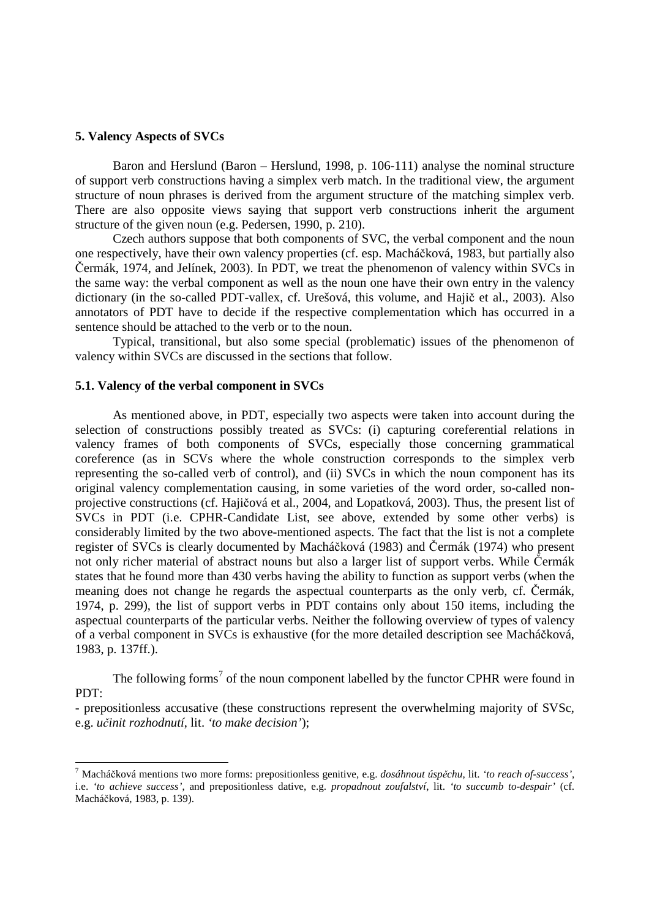## 5. Valency Aspects of SVCs

Baron and Herslund (Baron – Herslund, 1998, p. 106-111) analyse the nominal structure of support verb constructions having a simplex verb match. In the traditional view, the argument structure of noun phrases is derived from the argument structure of the matching simplex verb. There are also opposite views saying that support verb constructions inherit the argument structure of the given noun (e.g. Pedersen, 1990, p. 210).

Czech authors suppose that both components of SVC, the verbal component and the noun one respectively, have their own valency properties (cf. esp. Macháčková, 1983, but partially also Čermák, 1974, and Jelínek, 2003). In PDT, we treat the phenomenon of valency within SVCs in the same way: the verbal component as well as the noun one have their own entry in the valency dictionary (in the so-called PDT-vallex, cf. Urešová, this volume, and Hajič et al., 2003). Also annotators of PDT have to decide if the respective complementation which has occurred in a sentence should be attached to the verb or to the noun.

Typical, transitional, but also some special (problematic) issues of the phenomenon of valency within SVCs are discussed in the sections that follow.

### 5.1. Valency of the verbal component in SVCs

As mentioned above, in PDT, especially two aspects were taken into account during the selection of constructions possibly treated as SVCs: (i) capturing coreferential relations in valency frames of both components of SVCs, especially those concerning grammatical coreference (as in SCVs where the whole construction corresponds to the simplex verb representing the so-called verb of control), and (ii) SVCs in which the noun component has its original valency complementation causing, in some varieties of the word order, so-called non-projective constructions (cf. Hajičová et al., 2004, and Lopatková, 2003). Thus, the present list of SVCs in PDT (i.e. CPHR-Candidate List, see above, extended by some other verbs) is considerably limited by the two above-mentioned aspects. The fact that the list is not a complete register of SVCs is clearly documented by Macháčková (1983) and Čermák (1974) who present not only richer material of abstract nouns but also a larger list of support verbs. While Čermák states that he found more than 430 verbs having the ability to function as support verbs (when the meaning does not change he regards the aspectual counterparts as the only verb, cf. Čermák, 1974, p. 299), the list of support verbs in PDT contains only about 150 items, including the aspectual counterparts of the particular verbs. Neither the following overview of types of valency of a verbal component in SVCs is exhaustive (for the more detailed description see Macháčková, 1983, p. 137ff.).

The following forms[7] of the noun component labelled by the functor CPHR were found in PDT:

- prepositionless accusative (these constructions represent the overwhelming majority of SVSc, e.g. *učinit rozhodnutí*, lit. *'to make decision'*);

---

[7] Macháčková mentions two more forms: prepositionless genitive, e.g. *dosáhnout úspěchu*, lit. *'to reach of-success'*, i.e. *'to achieve success'*, and prepositionless dative, e.g. *propadnout zoufalství*, lit. *'to succumb to-despair'* (cf. Macháčková, 1983, p. 139).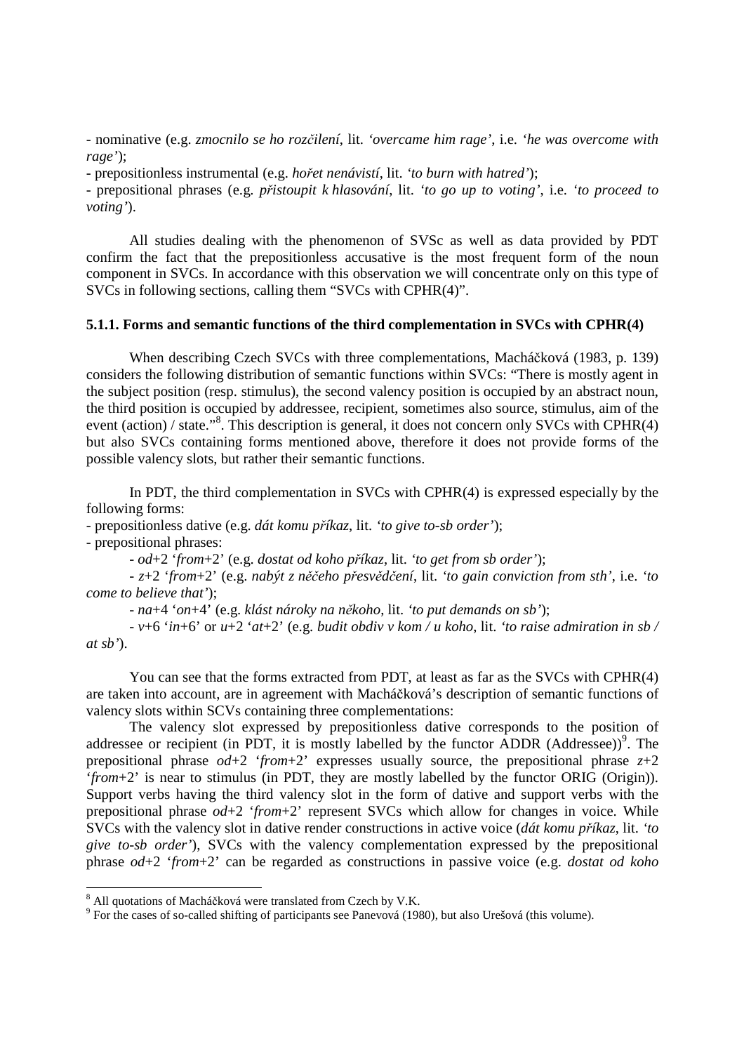- nominative (e.g. *zmocnilo se ho rozčilení*, lit. *'overcame him rage'*, i.e. *'he was overcome with rage'*);
- prepositionless instrumental (e.g. *hořet nenávistí*, lit. *'to burn with hatred'*);
- prepositional phrases (e.g. *přistoupit k hlasování*, lit. *'to go up to voting'*, i.e. *'to proceed to voting'*).

All studies dealing with the phenomenon of SVSc as well as data provided by PDT confirm the fact that the prepositionless accusative is the most frequent form of the noun component in SVCs. In accordance with this observation we will concentrate only on this type of SVCs in following sections, calling them "SVCs with CPHR(4)".

### 5.1.1. Forms and semantic functions of the third complementation in SVCs with CPHR(4)

When describing Czech SVCs with three complementations, Macháčková (1983, p. 139) considers the following distribution of semantic functions within SVCs: "There is mostly agent in the subject position (resp. stimulus), the second valency position is occupied by an abstract noun, the third position is occupied by addressee, recipient, sometimes also source, stimulus, aim of the event (action) / state."[8]. This description is general, it does not concern only SVCs with CPHR(4) but also SVCs containing forms mentioned above, therefore it does not provide forms of the possible valency slots, but rather their semantic functions.

In PDT, the third complementation in SVCs with CPHR(4) is expressed especially by the following forms:

- prepositionless dative (e.g. *dát komu příkaz*, lit. *'to give to-sb order'*);
- prepositional phrases:
    - *od*+2 '*from*+2' (e.g. *dostat od koho příkaz*, lit. *'to get from sb order'*);
    - *z*+2 '*from*+2' (e.g. *nabýt z něčeho přesvědčení*, lit. *'to gain conviction from sth'*, i.e. *'to come to believe that'*);
    - *na*+4 '*on*+4' (e.g. *klást nároky na někoho*, lit. *'to put demands on sb'*);
    - *v*+6 '*in*+6' or *u*+2 '*at*+2' (e.g. *budit obdiv v kom / u koho*, lit. *'to raise admiration in sb / at sb'*).

You can see that the forms extracted from PDT, at least as far as the SVCs with CPHR(4) are taken into account, are in agreement with Macháčková's description of semantic functions of valency slots within SCVs containing three complementations:

The valency slot expressed by prepositionless dative corresponds to the position of addressee or recipient (in PDT, it is mostly labelled by the functor ADDR (Addressee))[9]. The prepositional phrase *od*+2 '*from*+2' expresses usually source, the prepositional phrase *z*+2 '*from*+2' is near to stimulus (in PDT, they are mostly labelled by the functor ORIG (Origin)). Support verbs having the third valency slot in the form of dative and support verbs with the prepositional phrase *od*+2 '*from*+2' represent SVCs which allow for changes in voice. While SVCs with the valency slot in dative render constructions in active voice (*dát komu příkaz*, lit. *'to give to-sb order'*), SVCs with the valency complementation expressed by the prepositional phrase *od*+2 '*from*+2' can be regarded as constructions in passive voice (e.g. *dostat od koho*

---

[8] All quotations of Macháčková were translated from Czech by V.K.

[9] For the cases of so-called shifting of participants see Panevová (1980), but also Urešová (this volume).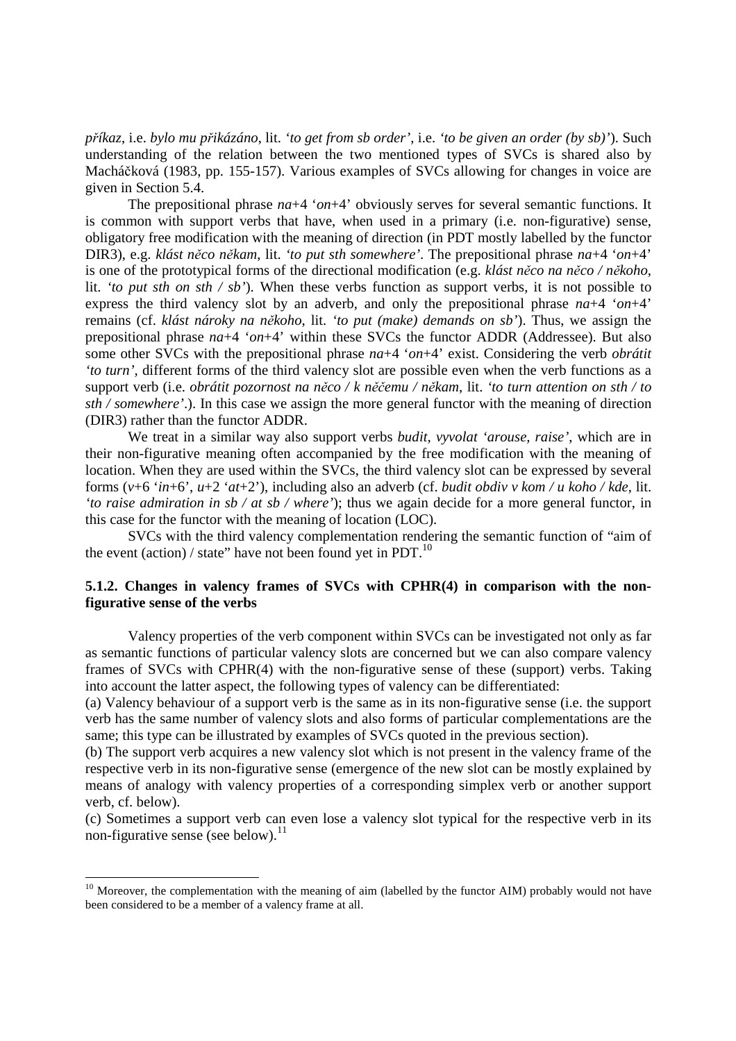*příkaz*, i.e. *bylo mu přikázáno*, lit. *'to get from sb order'*, i.e. *'to be given an order (by sb)'*). Such understanding of the relation between the two mentioned types of SVCs is shared also by Macháčková (1983, pp. 155-157). Various examples of SVCs allowing for changes in voice are given in Section 5.4.

The prepositional phrase *na*+4 '*on*+4' obviously serves for several semantic functions. It is common with support verbs that have, when used in a primary (i.e. non-figurative) sense, obligatory free modification with the meaning of direction (in PDT mostly labelled by the functor DIR3), e.g. *klást něco někam*, lit. *'to put sth somewhere'*. The prepositional phrase *na*+4 '*on*+4' is one of the prototypical forms of the directional modification (e.g. *klást něco na něco / někoho*, lit. *'to put sth on sth / sb'*). When these verbs function as support verbs, it is not possible to express the third valency slot by an adverb, and only the prepositional phrase *na*+4 '*on*+4' remains (cf. *klást nároky na někoho*, lit. *'to put (make) demands on sb'*). Thus, we assign the prepositional phrase *na*+4 '*on*+4' within these SVCs the functor ADDR (Addressee). But also some other SVCs with the prepositional phrase *na*+4 '*on*+4' exist. Considering the verb *obrátit 'to turn'*, different forms of the third valency slot are possible even when the verb functions as a support verb (i.e. *obrátit pozornost na něco / k něčemu / někam*, lit. *'to turn attention on sth / to sth / somewhere'*.). In this case we assign the more general functor with the meaning of direction (DIR3) rather than the functor ADDR.

We treat in a similar way also support verbs *budit, vyvolat 'arouse, raise'*, which are in their non-figurative meaning often accompanied by the free modification with the meaning of location. When they are used within the SVCs, the third valency slot can be expressed by several forms (*v*+6 '*in*+6', *u*+2 '*at*+2'), including also an adverb (cf. *budit obdiv v kom / u koho / kde*, lit. *'to raise admiration in sb / at sb / where'*); thus we again decide for a more general functor, in this case for the functor with the meaning of location (LOC).

SVCs with the third valency complementation rendering the semantic function of "aim of the event (action) / state" have not been found yet in PDT.[10]

### 5.1.2. Changes in valency frames of SVCs with CPHR(4) in comparison with the non-figurative sense of the verbs

Valency properties of the verb component within SVCs can be investigated not only as far as semantic functions of particular valency slots are concerned but we can also compare valency frames of SVCs with CPHR(4) with the non-figurative sense of these (support) verbs. Taking into account the latter aspect, the following types of valency can be differentiated:

(a) Valency behaviour of a support verb is the same as in its non-figurative sense (i.e. the support verb has the same number of valency slots and also forms of particular complementations are the same; this type can be illustrated by examples of SVCs quoted in the previous section).

(b) The support verb acquires a new valency slot which is not present in the valency frame of the respective verb in its non-figurative sense (emergence of the new slot can be mostly explained by means of analogy with valency properties of a corresponding simplex verb or another support verb, cf. below).

(c) Sometimes a support verb can even lose a valency slot typical for the respective verb in its non-figurative sense (see below).[11]

---

[10] Moreover, the complementation with the meaning of aim (labelled by the functor AIM) probably would not have been considered to be a member of a valency frame at all.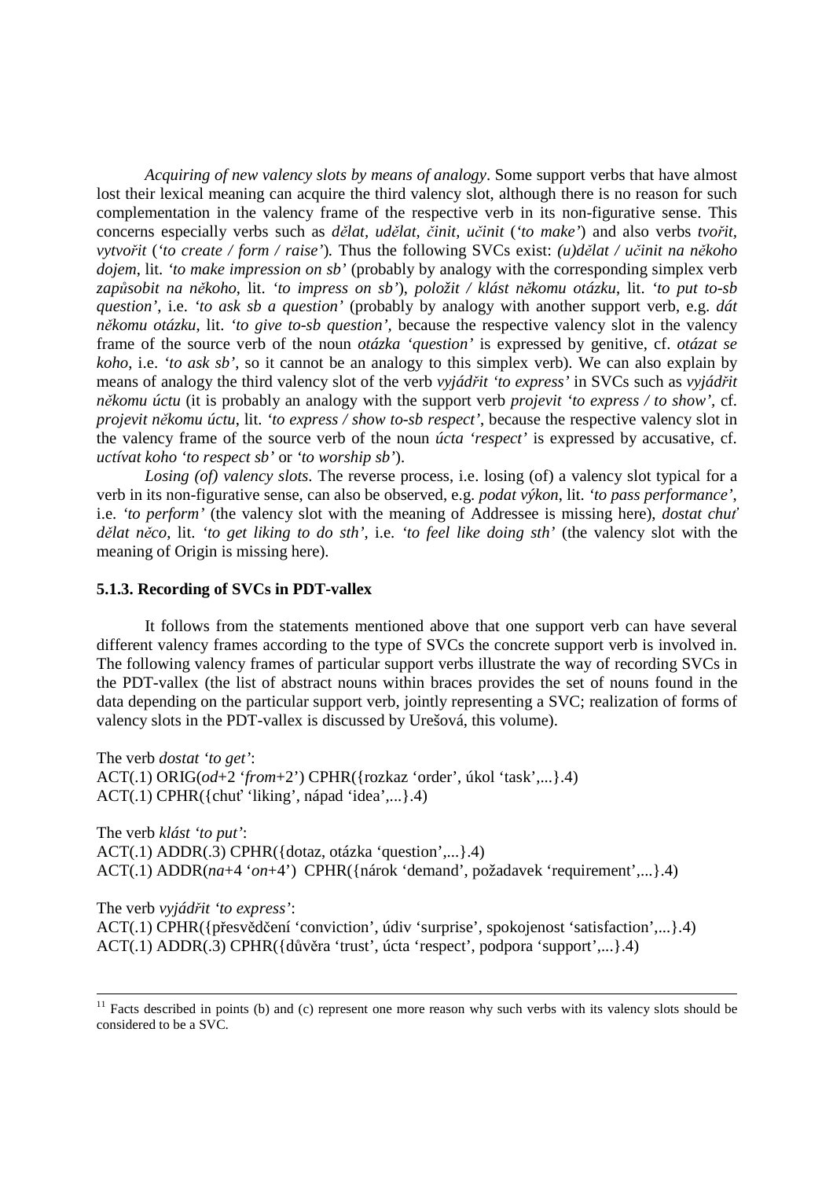*Acquiring of new valency slots by means of analogy*. Some support verbs that have almost lost their lexical meaning can acquire the third valency slot, although there is no reason for such complementation in the valency frame of the respective verb in its non-figurative sense. This concerns especially verbs such as *dělat, udělat, činit, učinit* (*'to make'*) and also verbs *tvořit, vytvořit* (*'to create / form / raise'*)*.* Thus the following SVCs exist: *(u)dělat / učinit na někoho dojem*, lit. *'to make impression on sb'* (probably by analogy with the corresponding simplex verb *zapůsobit na někoho*, lit. *'to impress on sb'*), *položit / klást někomu otázku*, lit. *'to put to-sb question'*, i.e. *'to ask sb a question'* (probably by analogy with another support verb, e.g. *dát někomu otázku*, lit. *'to give to-sb question'*, because the respective valency slot in the valency frame of the source verb of the noun *otázka 'question'* is expressed by genitive, cf. *otázat se koho*, i.e. *'to ask sb'*, so it cannot be an analogy to this simplex verb). We can also explain by means of analogy the third valency slot of the verb *vyjádřit 'to express'* in SVCs such as *vyjádřit někomu úctu* (it is probably an analogy with the support verb *projevit 'to express / to show'*, cf. *projevit někomu úctu*, lit. *'to express / show to-sb respect'*, because the respective valency slot in the valency frame of the source verb of the noun *úcta 'respect'* is expressed by accusative, cf. *uctívat koho 'to respect sb'* or *'to worship sb'*).

*Losing (of) valency slots*. The reverse process, i.e. losing (of) a valency slot typical for a verb in its non-figurative sense, can also be observed, e.g. *podat výkon*, lit. *'to pass performance'*, i.e. *'to perform'* (the valency slot with the meaning of Addressee is missing here), *dostat chuť dělat něco*, lit. *'to get liking to do sth'*, i.e. *'to feel like doing sth'* (the valency slot with the meaning of Origin is missing here).

### 5.1.3. Recording of SVCs in PDT-vallex

It follows from the statements mentioned above that one support verb can have several different valency frames according to the type of SVCs the concrete support verb is involved in. The following valency frames of particular support verbs illustrate the way of recording SVCs in the PDT-vallex (the list of abstract nouns within braces provides the set of nouns found in the data depending on the particular support verb, jointly representing a SVC; realization of forms of valency slots in the PDT-vallex is discussed by Urešová, this volume).

The verb *dostat 'to get'*:
ACT(.1) ORIG(*od*+2 '*from*+2') CPHR({rozkaz 'order', úkol 'task',...}.4)
ACT(.1) CPHR({chuť 'liking', nápad 'idea',...}.4)

The verb *klást 'to put'*:
ACT(.1) ADDR(.3) CPHR({dotaz, otázka 'question',...}.4)
ACT(.1) ADDR(*na*+4 '*on*+4') CPHR({nárok 'demand', požadavek 'requirement',...}.4)

The verb *vyjádřit 'to express'*:
ACT(.1) CPHR({přesvědčení 'conviction', údiv 'surprise', spokojenost 'satisfaction',...}.4)
ACT(.1) ADDR(.3) CPHR({důvěra 'trust', úcta 'respect', podpora 'support',...}.4)

---

[11] Facts described in points (b) and (c) represent one more reason why such verbs with its valency slots should be considered to be a SVC.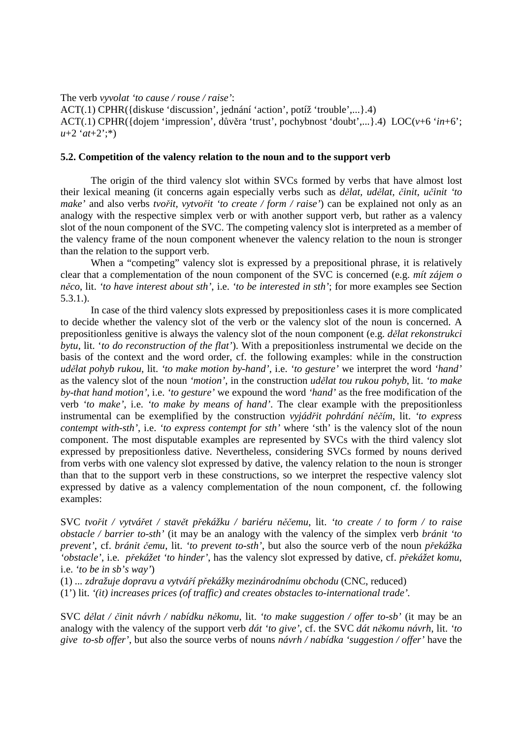The verb *vyvolat 'to cause / rouse / raise'*:
ACT(.1) CPHR({diskuse 'discussion', jednání 'action', potíž 'trouble',...}.4)
ACT(.1) CPHR({dojem 'impression', důvěra 'trust', pochybnost 'doubt',...}.4) LOC(*v*+6 '*in*+6'; *u*+2 '*at*+2';*)

### 5.2. Competition of the valency relation to the noun and to the support verb

The origin of the third valency slot within SVCs formed by verbs that have almost lost their lexical meaning (it concerns again especially verbs such as *dělat, udělat, činit, učinit 'to make'* and also verbs *tvořit, vytvořit 'to create / form / raise'*) can be explained not only as an analogy with the respective simplex verb or with another support verb, but rather as a valency slot of the noun component of the SVC. The competing valency slot is interpreted as a member of the valency frame of the noun component whenever the valency relation to the noun is stronger than the relation to the support verb.

When a "competing" valency slot is expressed by a prepositional phrase, it is relatively clear that a complementation of the noun component of the SVC is concerned (e.g. *mít zájem o něco*, lit. *'to have interest about sth'*, i.e. *'to be interested in sth'*; for more examples see Section 5.3.1.).

In case of the third valency slots expressed by prepositionless cases it is more complicated to decide whether the valency slot of the verb or the valency slot of the noun is concerned. A prepositionless genitive is always the valency slot of the noun component (e.g. *dělat rekonstrukci bytu*, lit. '*to do reconstruction of the flat'*). With a prepositionless instrumental we decide on the basis of the context and the word order, cf. the following examples: while in the construction *udělat pohyb rukou*, lit. *'to make motion by-hand'*, i.e. *'to gesture'* we interpret the word *'hand'* as the valency slot of the noun *'motion'*, in the construction *udělat tou rukou pohyb*, lit. *'to make by-that hand motion'*, i.e. *'to gesture'* we expound the word *'hand'* as the free modification of the verb *'to make'*, i.e. *'to make by means of hand'*. The clear example with the prepositionless instrumental can be exemplified by the construction *vyjádřit pohrdání něčím*, lit. *'to express contempt with-sth'*, i.e. *'to express contempt for sth'* where 'sth' is the valency slot of the noun component. The most disputable examples are represented by SVCs with the third valency slot expressed by prepositionless dative. Nevertheless, considering SVCs formed by nouns derived from verbs with one valency slot expressed by dative, the valency relation to the noun is stronger than that to the support verb in these constructions, so we interpret the respective valency slot expressed by dative as a valency complementation of the noun component, cf. the following examples:

SVC *tvořit / vytvářet / stavět překážku / bariéru něčemu*, lit. *'to create / to form / to raise obstacle / barrier to-sth'* (it may be an analogy with the valency of the simplex verb *bránit 'to prevent'*, cf. *bránit čemu*, lit. *'to prevent to-sth'*, but also the source verb of the noun *překážka 'obstacle'*, i.e. *překážet 'to hinder'*, has the valency slot expressed by dative, cf. *překážet komu*, i.e. *'to be in sb's way'*)

(1) *... zdražuje dopravu a vytváří překážky mezinárodnímu obchodu* (CNC, reduced)
(1') lit. *'(it) increases prices (of traffic) and creates obstacles to-international trade'.*

SVC *dělat / činit návrh / nabídku někomu*, lit. *'to make suggestion / offer to-sb'* (it may be an analogy with the valency of the support verb *dát 'to give'*, cf. the SVC *dát někomu návrh*, lit. *'to give to-sb offer'*, but also the source verbs of nouns *návrh / nabídka 'suggestion / offer'* have the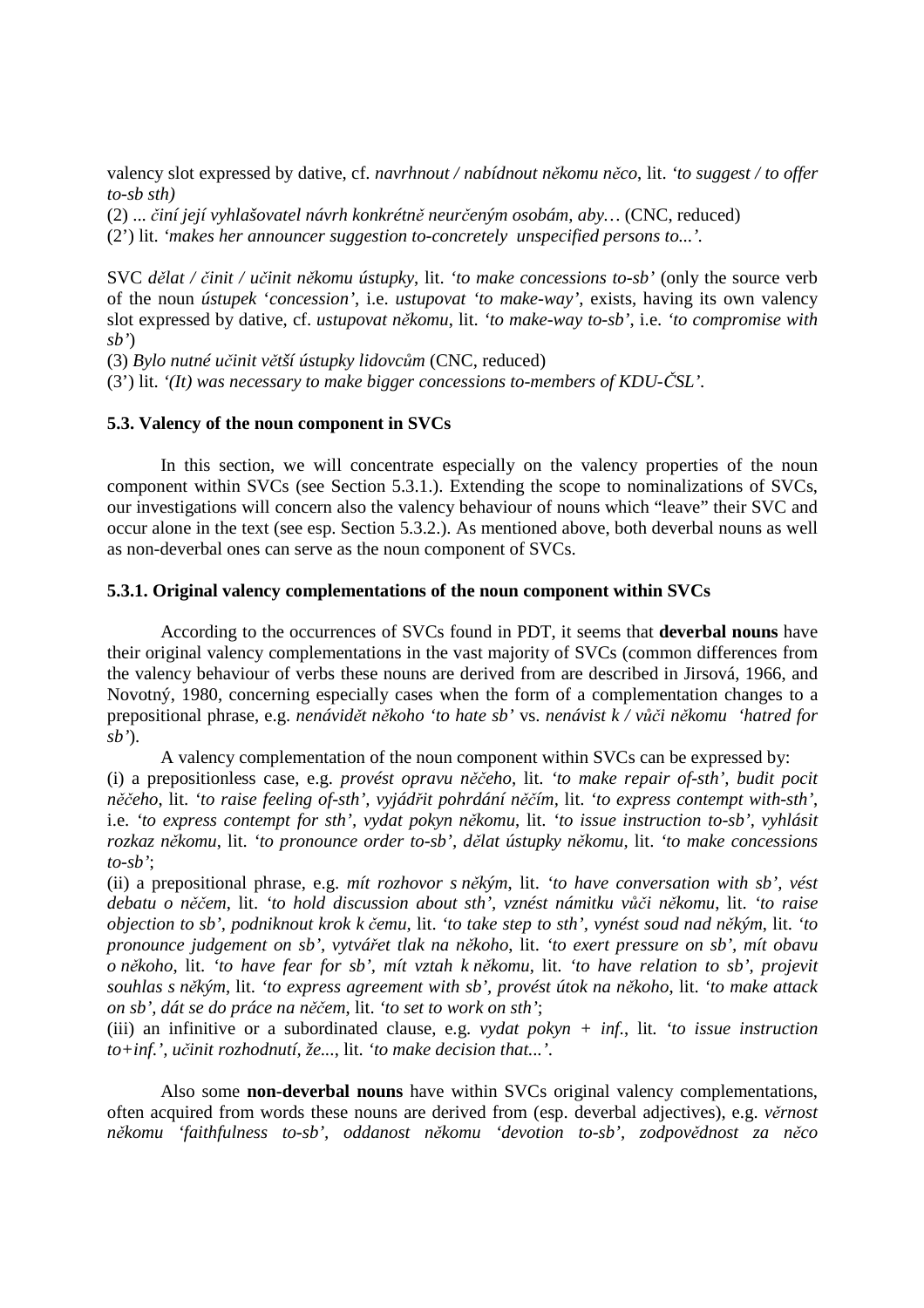valency slot expressed by dative, cf. *navrhnout / nabídnout někomu něco*, lit. *'to suggest / to offer to-sb sth)*

(2) *... činí její vyhlašovatel návrh konkrétně neurčeným osobám, aby…* (CNC, reduced)

(2') lit. *'makes her announcer suggestion to-concretely unspecified persons to...'.*

SVC *dělat / činit / učinit někomu ústupky*, lit. *'to make concessions to-sb'* (only the source verb of the noun *ústupek* '*concession'*, i.e. *ustupovat 'to make-way'*, exists, having its own valency slot expressed by dative, cf. *ustupovat někomu*, lit. *'to make-way to-sb'*, i.e. *'to compromise with sb'*)

(3) *Bylo nutné učinit větší ústupky lidovcům* (CNC, reduced)

(3') lit. *'(It) was necessary to make bigger concessions to-members of KDU-ČSL'.*

### 5.3. Valency of the noun component in SVCs

In this section, we will concentrate especially on the valency properties of the noun component within SVCs (see Section 5.3.1.). Extending the scope to nominalizations of SVCs, our investigations will concern also the valency behaviour of nouns which "leave" their SVC and occur alone in the text (see esp. Section 5.3.2.). As mentioned above, both deverbal nouns as well as non-deverbal ones can serve as the noun component of SVCs.

#### 5.3.1. Original valency complementations of the noun component within SVCs

According to the occurrences of SVCs found in PDT, it seems that **deverbal nouns** have their original valency complementations in the vast majority of SVCs (common differences from the valency behaviour of verbs these nouns are derived from are described in Jirsová, 1966, and Novotný, 1980, concerning especially cases when the form of a complementation changes to a prepositional phrase, e.g. *nenávidět někoho 'to hate sb'* vs. *nenávist k / vůči někomu 'hatred for sb'*).

A valency complementation of the noun component within SVCs can be expressed by:

(i) a prepositionless case, e.g. *provést opravu něčeho*, lit. *'to make repair of-sth', budit pocit něčeho*, lit. *'to raise feeling of-sth', vyjádřit pohrdání něčím*, lit. *'to express contempt with-sth'*, i.e. *'to express contempt for sth', vydat pokyn někomu*, lit. *'to issue instruction to-sb', vyhlásit rozkaz někomu*, lit. *'to pronounce order to-sb', dělat ústupky někomu*, lit. *'to make concessions to-sb'*;

(ii) a prepositional phrase, e.g. *mít rozhovor s někým*, lit. *'to have conversation with sb', vést debatu o něčem*, lit. *'to hold discussion about sth', vznést námitku vůči někomu*, lit. *'to raise objection to sb', podniknout krok k čemu*, lit. *'to take step to sth', vynést soud nad někým*, lit. *'to pronounce judgement on sb', vytvářet tlak na někoho*, lit. *'to exert pressure on sb', mít obavu o někoho*, lit. *'to have fear for sb', mít vztah k někomu*, lit. *'to have relation to sb', projevit souhlas s někým*, lit. *'to express agreement with sb', provést útok na někoho*, lit. *'to make attack on sb', dát se do práce na něčem*, lit. *'to set to work on sth'*;

(iii) an infinitive or a subordinated clause, e.g. *vydat pokyn + inf.*, lit. *'to issue instruction to+inf.', učinit rozhodnutí, že...*, lit. *'to make decision that...'.*

Also some **non-deverbal nouns** have within SVCs original valency complementations, often acquired from words these nouns are derived from (esp. deverbal adjectives), e.g. *věrnost někomu 'faithfulness to-sb', oddanost někomu 'devotion to-sb', zodpovědnost za něco*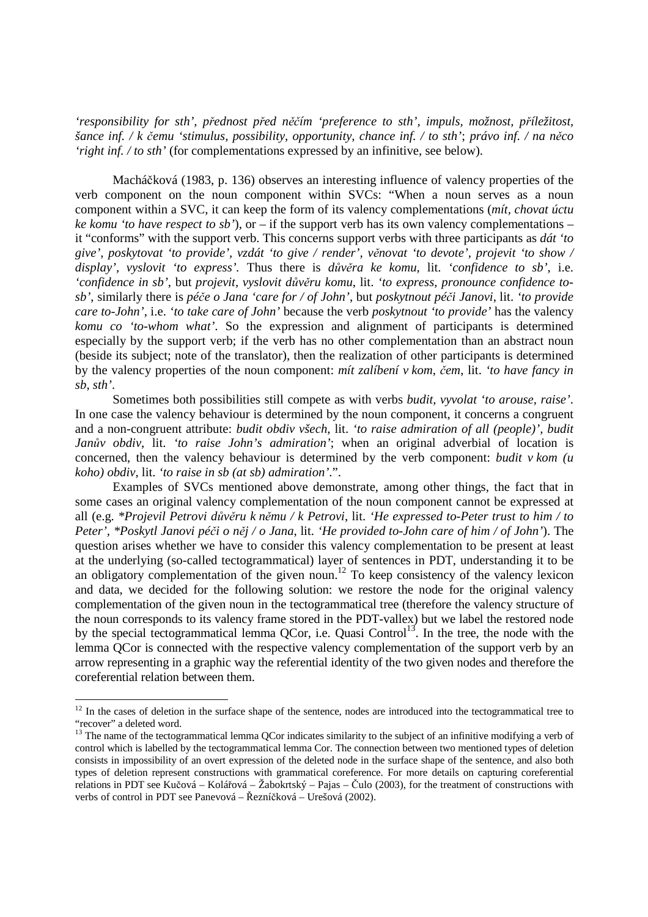*'responsibility for sth'*, *přednost před něčím 'preference to sth'*, *impuls, možnost, příležitost, šance inf. / k čemu 'stimulus, possibility, opportunity, chance inf. / to sth'*; *právo inf. / na něco 'right inf. / to sth'* (for complementations expressed by an infinitive, see below).

Macháčková (1983, p. 136) observes an interesting influence of valency properties of the verb component on the noun component within SVCs: "When a noun serves as a noun component within a SVC, it can keep the form of its valency complementations (*mít, chovat úctu ke komu 'to have respect to sb'*), or – if the support verb has its own valency complementations – it "conforms" with the support verb. This concerns support verbs with three participants as *dát 'to give'*, *poskytovat 'to provide'*, *vzdát 'to give / render'*, *věnovat 'to devote'*, *projevit 'to show / display'*, *vyslovit 'to express'*. Thus there is *důvěra ke komu*, lit. *'confidence to sb'*, i.e. *'confidence in sb'*, but *projevit, vyslovit důvěru komu*, lit. *'to express, pronounce confidence to-sb'*, similarly there is *péče o Jana 'care for / of John'*, but *poskytnout péči Janovi*, lit. *'to provide care to-John'*, i.e. *'to take care of John'* because the verb *poskytnout 'to provide'* has the valency *komu co 'to-whom what'*. So the expression and alignment of participants is determined especially by the support verb; if the verb has no other complementation than an abstract noun (beside its subject; note of the translator), then the realization of other participants is determined by the valency properties of the noun component: *mít zalíbení v kom, čem*, lit. *'to have fancy in sb, sth'*.

Sometimes both possibilities still compete as with verbs *budit, vyvolat 'to arouse, raise'*. In one case the valency behaviour is determined by the noun component, it concerns a congruent and a non-congruent attribute: *budit obdiv všech*, lit. *'to raise admiration of all (people)'*, *budit Janův obdiv*, lit. *'to raise John's admiration'*; when an original adverbial of location is concerned, then the valency behaviour is determined by the verb component: *budit v kom (u koho) obdiv*, lit. *'to raise in sb (at sb) admiration'*.".

Examples of SVCs mentioned above demonstrate, among other things, the fact that in some cases an original valency complementation of the noun component cannot be expressed at all (e.g. *\*Projevil Petrovi důvěru k němu / k Petrovi*, lit. *'He expressed to-Peter trust to him / to Peter'*, *\*Poskytl Janovi péči o něj / o Jana*, lit. *'He provided to-John care of him / of John'*). The question arises whether we have to consider this valency complementation to be present at least at the underlying (so-called tectogrammatical) layer of sentences in PDT, understanding it to be an obligatory complementation of the given noun.[12] To keep consistency of the valency lexicon and data, we decided for the following solution: we restore the node for the original valency complementation of the given noun in the tectogrammatical tree (therefore the valency structure of the noun corresponds to its valency frame stored in the PDT-vallex) but we label the restored node by the special tectogrammatical lemma QCor, i.e. Quasi Control[13]. In the tree, the node with the lemma QCor is connected with the respective valency complementation of the support verb by an arrow representing in a graphic way the referential identity of the two given nodes and therefore the coreferential relation between them.

---

[12] In the cases of deletion in the surface shape of the sentence, nodes are introduced into the tectogrammatical tree to "recover" a deleted word.

[13] The name of the tectogrammatical lemma QCor indicates similarity to the subject of an infinitive modifying a verb of control which is labelled by the tectogrammatical lemma Cor. The connection between two mentioned types of deletion consists in impossibility of an overt expression of the deleted node in the surface shape of the sentence, and also both types of deletion represent constructions with grammatical coreference. For more details on capturing coreferential relations in PDT see Kučová – Kolářová – Žabokrtský – Pajas – Čulo (2003), for the treatment of constructions with verbs of control in PDT see Panevová – Řezníčková – Urešová (2002).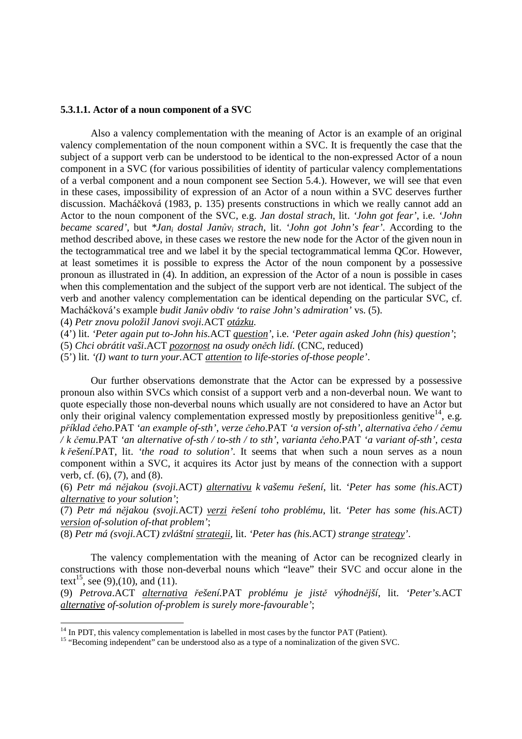#### 5.3.1.1. Actor of a noun component of a SVC

Also a valency complementation with the meaning of Actor is an example of an original valency complementation of the noun component within a SVC. It is frequently the case that the subject of a support verb can be understood to be identical to the non-expressed Actor of a noun component in a SVC (for various possibilities of identity of particular valency complementations of a verbal component and a noun component see Section 5.4.). However, we will see that even in these cases, impossibility of expression of an Actor of a noun within a SVC deserves further discussion. Macháčková (1983, p. 135) presents constructions in which we really cannot add an Actor to the noun component of the SVC, e.g. *Jan dostal strach*, lit. *'John got fear'*, i.e. *'John became scared'*, but *\*Jan$_i$ dostal Janův$_i$ strach*, lit. *'John got John's fear'*. According to the method described above, in these cases we restore the new node for the Actor of the given noun in the tectogrammatical tree and we label it by the special tectogrammatical lemma QCor. However, at least sometimes it is possible to express the Actor of the noun component by a possessive pronoun as illustrated in (4). In addition, an expression of the Actor of a noun is possible in cases when this complementation and the subject of the support verb are not identical. The subject of the verb and another valency complementation can be identical depending on the particular SVC, cf. Macháčková's example *budit Janův obdiv 'to raise John's admiration'* vs. (5).

(4) *Petr znovu položil Janovi svoji*.ACT *<u>otázku</u>*.

(4') lit. *'Peter again put to-John his*.ACT *<u>question</u>'*, i.e. *'Peter again asked John (his) question'*;

(5) *Chci obrátit vaši*.ACT *<u>pozornost</u> na osudy oněch lidí.* (CNC, reduced)

(5') lit. *'(I) want to turn your*.ACT *<u>attention</u> to life-stories of-those people'*.

Our further observations demonstrate that the Actor can be expressed by a possessive pronoun also within SVCs which consist of a support verb and a non-deverbal noun. We want to quote especially those non-deverbal nouns which usually are not considered to have an Actor but only their original valency complementation expressed mostly by prepositionless genitive[14], e.g. *příklad čeho*.PAT *'an example of-sth'*, *verze čeho*.PAT *'a version of-sth'*, *alternativa čeho / čemu / k čemu*.PAT *'an alternative of-sth / to-sth / to sth'*, *varianta čeho*.PAT *'a variant of-sth'*, *cesta k řešení*.PAT, lit. *'the road to solution'*. It seems that when such a noun serves as a noun component within a SVC, it acquires its Actor just by means of the connection with a support verb, cf. (6), (7), and (8).

(6) *Petr má nějakou (svoji*.ACT*) <u>alternativu</u> k vašemu řešení*, lit. *'Peter has some (his*.ACT*) <u>alternative</u> to your solution'*;

(7) *Petr má nějakou (svoji*.ACT*) <u>verzi</u> řešení toho problému*, lit. *'Peter has some (his*.ACT*) <u>version</u> of-solution of-that problem'*;

(8) *Petr má (svoji*.ACT*) zvláštní <u>strategii</u>*, lit. *'Peter has (his*.ACT*) strange <u>strategy</u>'*.

The valency complementation with the meaning of Actor can be recognized clearly in constructions with those non-deverbal nouns which "leave" their SVC and occur alone in the text[15], see (9),(10), and (11).

(9) *Petrova*.ACT *<u>alternativa</u> řešení*.PAT *problému je jistě výhodnější*, lit. *'Peter's*.ACT *<u>alternative</u> of-solution of-problem is surely more-favourable'*;

[14] In PDT, this valency complementation is labelled in most cases by the functor PAT (Patient).

[15] "Becoming independent" can be understood also as a type of a nominalization of the given SVC.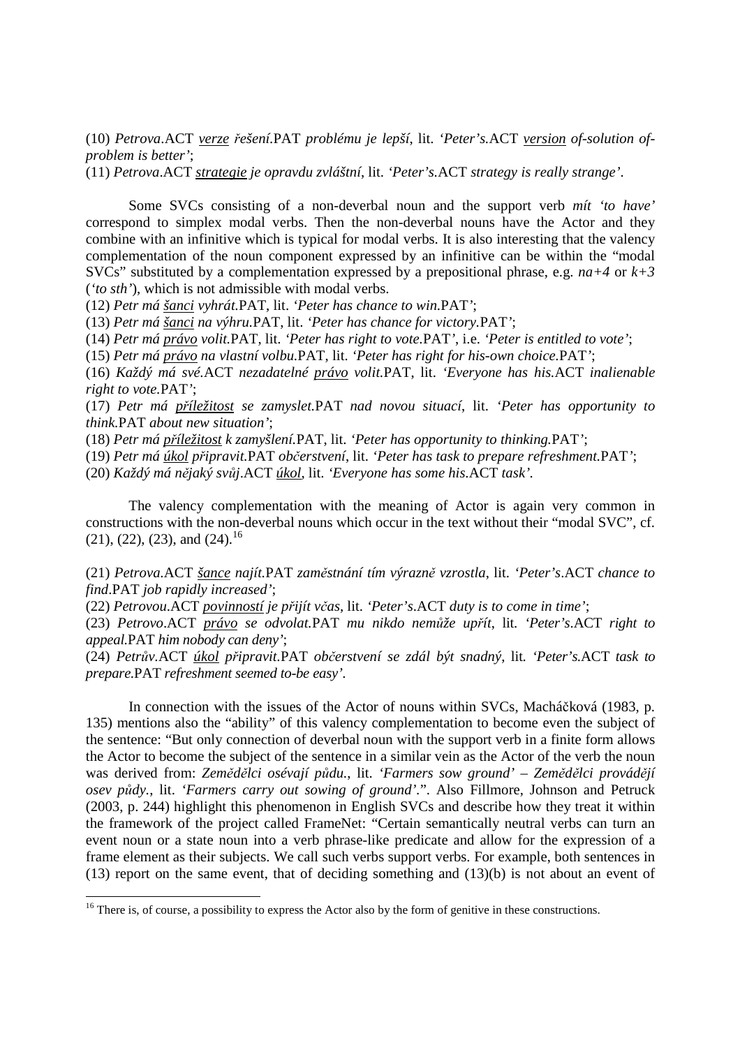(10) *Petrova*.ACT *verze řešení*.PAT *problému je lepší*, lit. *'Peter's*.ACT *version of-solution of-problem is better'*;

(11) *Petrova*.ACT *strategie je opravdu zvláštní*, lit. *'Peter's*.ACT *strategy is really strange'*.

Some SVCs consisting of a non-deverbal noun and the support verb *mít 'to have'* correspond to simplex modal verbs. Then the non-deverbal nouns have the Actor and they combine with an infinitive which is typical for modal verbs. It is also interesting that the valency complementation of the noun component expressed by an infinitive can be within the "modal SVCs" substituted by a complementation expressed by a prepositional phrase, e.g. *na+4* or *k+3* (*'to sth'*), which is not admissible with modal verbs.

(12) *Petr má šanci vyhrát*.PAT, lit. *'Peter has chance to win*.PAT*'*;

(13) *Petr má šanci na výhru*.PAT, lit. *'Peter has chance for victory*.PAT*'*;

(14) *Petr má právo volit*.PAT, lit. *'Peter has right to vote*.PAT*'*, i.e. *'Peter is entitled to vote'*;

(15) *Petr má právo na vlastní volbu*.PAT, lit. *'Peter has right for his-own choice*.PAT*'*;

(16) *Každý má své*.ACT *nezadatelné právo volit*.PAT, lit. *'Everyone has his*.ACT *inalienable right to vote*.PAT*'*;

(17) *Petr má příležitost se zamyslet*.PAT *nad novou situací*, lit. *'Peter has opportunity to think*.PAT *about new situation'*;

(18) *Petr má příležitost k zamyšlení*.PAT, lit. *'Peter has opportunity to thinking*.PAT*'*;

(19) *Petr má úkol připravit*.PAT *občerstvení*, lit. *'Peter has task to prepare refreshment*.PAT*'*;

(20) *Každý má nějaký svůj*.ACT *úkol*, lit. *'Everyone has some his*.ACT *task'*.

The valency complementation with the meaning of Actor is again very common in constructions with the non-deverbal nouns which occur in the text without their "modal SVC", cf. (21), (22), (23), and (24).[16]

(21) *Petrova*.ACT *šance najít*.PAT *zaměstnání tím výrazně vzrostla*, lit. *'Peter's*.ACT *chance to find*.PAT *job rapidly increased'*;

(22) *Petrovou*.ACT *povinností je přijít včas*, lit. *'Peter's*.ACT *duty is to come in time'*;

(23) *Petrovo*.ACT *právo se odvolat*.PAT *mu nikdo nemůže upřít*, lit. *'Peter's*.ACT *right to appeal*.PAT *him nobody can deny'*;

(24) *Petrův*.ACT *úkol připravit*.PAT *občerstvení se zdál být snadný*, lit. *'Peter's*.ACT *task to prepare*.PAT *refreshment seemed to-be easy'*.

In connection with the issues of the Actor of nouns within SVCs, Macháčková (1983, p. 135) mentions also the "ability" of this valency complementation to become even the subject of the sentence: "But only connection of deverbal noun with the support verb in a finite form allows the Actor to become the subject of the sentence in a similar vein as the Actor of the verb the noun was derived from: *Zemědělci osévají půdu.*, lit. *'Farmers sow ground'* – *Zemědělci provádějí osev půdy.*, lit. *'Farmers carry out sowing of ground'*.". Also Fillmore, Johnson and Petruck (2003, p. 244) highlight this phenomenon in English SVCs and describe how they treat it within the framework of the project called FrameNet: "Certain semantically neutral verbs can turn an event noun or a state noun into a verb phrase-like predicate and allow for the expression of a frame element as their subjects. We call such verbs support verbs. For example, both sentences in (13) report on the same event, that of deciding something and (13)(b) is not about an event of

---

[16] There is, of course, a possibility to express the Actor also by the form of genitive in these constructions.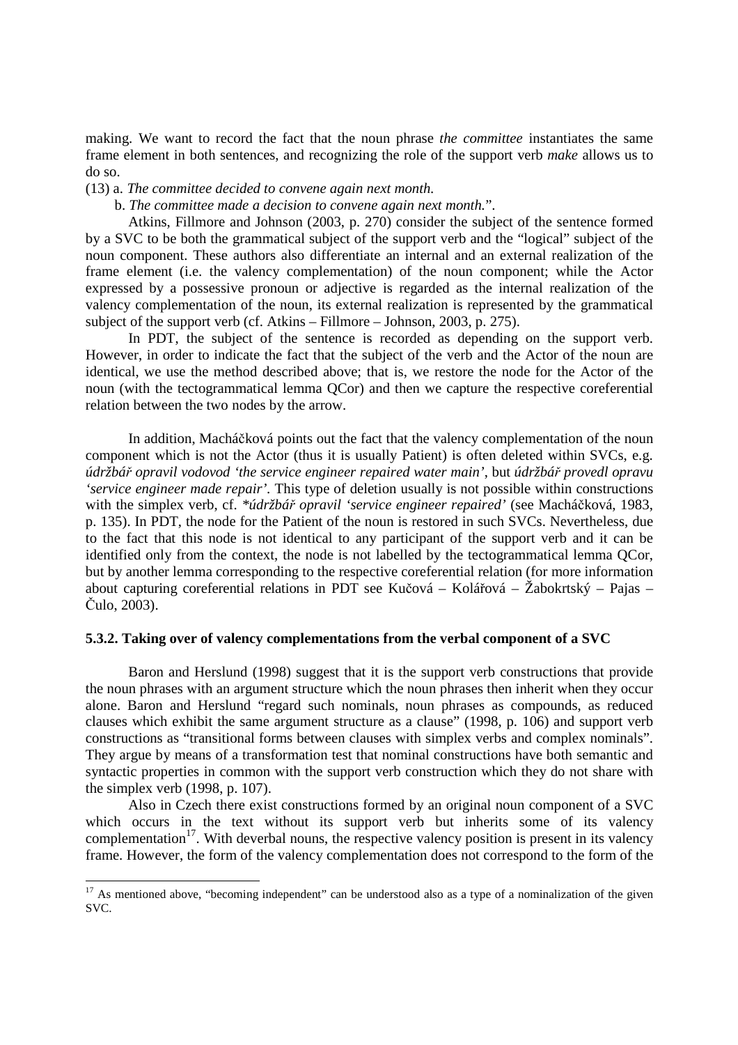making. We want to record the fact that the noun phrase *the committee* instantiates the same frame element in both sentences, and recognizing the role of the support verb *make* allows us to do so.

(13) a. *The committee decided to convene again next month.*

b. *The committee made a decision to convene again next month.*".

Atkins, Fillmore and Johnson (2003, p. 270) consider the subject of the sentence formed by a SVC to be both the grammatical subject of the support verb and the "logical" subject of the noun component. These authors also differentiate an internal and an external realization of the frame element (i.e. the valency complementation) of the noun component; while the Actor expressed by a possessive pronoun or adjective is regarded as the internal realization of the valency complementation of the noun, its external realization is represented by the grammatical subject of the support verb (cf. Atkins – Fillmore – Johnson, 2003, p. 275).

In PDT, the subject of the sentence is recorded as depending on the support verb. However, in order to indicate the fact that the subject of the verb and the Actor of the noun are identical, we use the method described above; that is, we restore the node for the Actor of the noun (with the tectogrammatical lemma QCor) and then we capture the respective coreferential relation between the two nodes by the arrow.

In addition, Macháčková points out the fact that the valency complementation of the noun component which is not the Actor (thus it is usually Patient) is often deleted within SVCs, e.g. *údržbář opravil vodovod 'the service engineer repaired water main'*, but *údržbář provedl opravu 'service engineer made repair'*. This type of deletion usually is not possible within constructions with the simplex verb, cf. *\*údržbář opravil 'service engineer repaired'* (see Macháčková, 1983, p. 135). In PDT, the node for the Patient of the noun is restored in such SVCs. Nevertheless, due to the fact that this node is not identical to any participant of the support verb and it can be identified only from the context, the node is not labelled by the tectogrammatical lemma QCor, but by another lemma corresponding to the respective coreferential relation (for more information about capturing coreferential relations in PDT see Kučová – Kolářová – Žabokrtský – Pajas – Čulo, 2003).

### 5.3.2. Taking over of valency complementations from the verbal component of a SVC

Baron and Herslund (1998) suggest that it is the support verb constructions that provide the noun phrases with an argument structure which the noun phrases then inherit when they occur alone. Baron and Herslund "regard such nominals, noun phrases as compounds, as reduced clauses which exhibit the same argument structure as a clause" (1998, p. 106) and support verb constructions as "transitional forms between clauses with simplex verbs and complex nominals". They argue by means of a transformation test that nominal constructions have both semantic and syntactic properties in common with the support verb construction which they do not share with the simplex verb (1998, p. 107).

Also in Czech there exist constructions formed by an original noun component of a SVC which occurs in the text without its support verb but inherits some of its valency complementation[17]. With deverbal nouns, the respective valency position is present in its valency frame. However, the form of the valency complementation does not correspond to the form of the

[17] As mentioned above, "becoming independent" can be understood also as a type of a nominalization of the given SVC.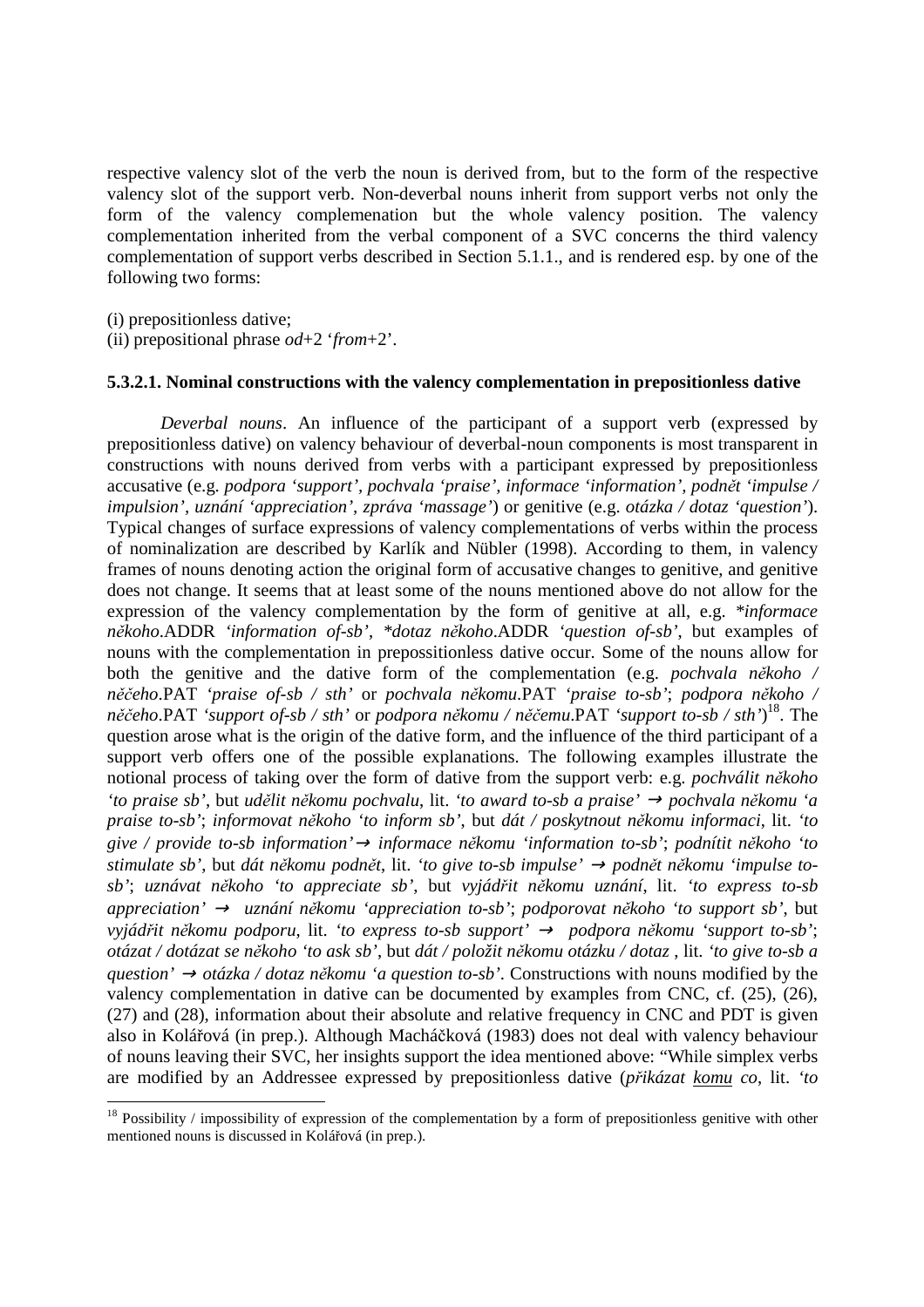respective valency slot of the verb the noun is derived from, but to the form of the respective valency slot of the support verb. Non-deverbal nouns inherit from support verbs not only the form of the valency complemenation but the whole valency position. The valency complementation inherited from the verbal component of a SVC concerns the third valency complementation of support verbs described in Section 5.1.1., and is rendered esp. by one of the following two forms:

(i) prepositionless dative;
(ii) prepositional phrase *od*+2 '*from*+2'.

#### 5.3.2.1. Nominal constructions with the valency complementation in prepositionless dative

*Deverbal nouns*. An influence of the participant of a support verb (expressed by prepositionless dative) on valency behaviour of deverbal-noun components is most transparent in constructions with nouns derived from verbs with a participant expressed by prepositionless accusative (e.g. *podpora 'support', pochvala 'praise', informace 'information', podnět 'impulse / impulsion', uznání 'appreciation', zpráva 'massage'*) or genitive (e.g. *otázka / dotaz 'question'*). Typical changes of surface expressions of valency complementations of verbs within the process of nominalization are described by Karlík and Nübler (1998). According to them, in valency frames of nouns denoting action the original form of accusative changes to genitive, and genitive does not change. It seems that at least some of the nouns mentioned above do not allow for the expression of the valency complementation by the form of genitive at all, e.g. \**informace někoho*.ADDR *'information of-sb'*, \**dotaz někoho*.ADDR *'question of-sb'*, but examples of nouns with the complementation in prepossitionless dative occur. Some of the nouns allow for both the genitive and the dative form of the complementation (e.g. *pochvala někoho / něčeho*.PAT *'praise of-sb / sth'* or *pochvala někomu*.PAT *'praise to-sb'*; *podpora někoho / něčeho*.PAT *'support of-sb / sth'* or *podpora někomu / něčemu*.PAT *'support to-sb / sth'*)[18]. The question arose what is the origin of the dative form, and the influence of the third participant of a support verb offers one of the possible explanations. The following examples illustrate the notional process of taking over the form of dative from the support verb: e.g. *pochválit někoho 'to praise sb'*, but *udělit někomu pochvalu*, lit. *'to award to-sb a praise'* → *pochvala někomu 'a praise to-sb'*; *informovat někoho 'to inform sb'*, but *dát / poskytnout někomu informaci*, lit. *'to give / provide to-sb information'*→ *informace někomu 'information to-sb'*; *podnítit někoho 'to stimulate sb'*, but *dát někomu podnět*, lit. *'to give to-sb impulse'* → *podnět někomu 'impulse to-sb'*; *uznávat někoho 'to appreciate sb'*, but *vyjádřit někomu uznání*, lit. *'to express to-sb appreciation'* → *uznání někomu 'appreciation to-sb'*; *podporovat někoho 'to support sb'*, but *vyjádřit někomu podporu*, lit. *'to express to-sb support'* → *podpora někomu 'support to-sb'*; *otázat / dotázat se někoho 'to ask sb'*, but *dát / položit někomu otázku / dotaz* , lit. *'to give to-sb a question'* → *otázka / dotaz někomu 'a question to-sb'*. Constructions with nouns modified by the valency complementation in dative can be documented by examples from CNC, cf. (25), (26), (27) and (28), information about their absolute and relative frequency in CNC and PDT is given also in Kolářová (in prep.). Although Macháčková (1983) does not deal with valency behaviour of nouns leaving their SVC, her insights support the idea mentioned above: "While simplex verbs are modified by an Addressee expressed by prepositionless dative (*přikázat <u>komu</u> co*, lit. *'to*

[18] Possibility / impossibility of expression of the complementation by a form of prepositionless genitive with other mentioned nouns is discussed in Kolářová (in prep.).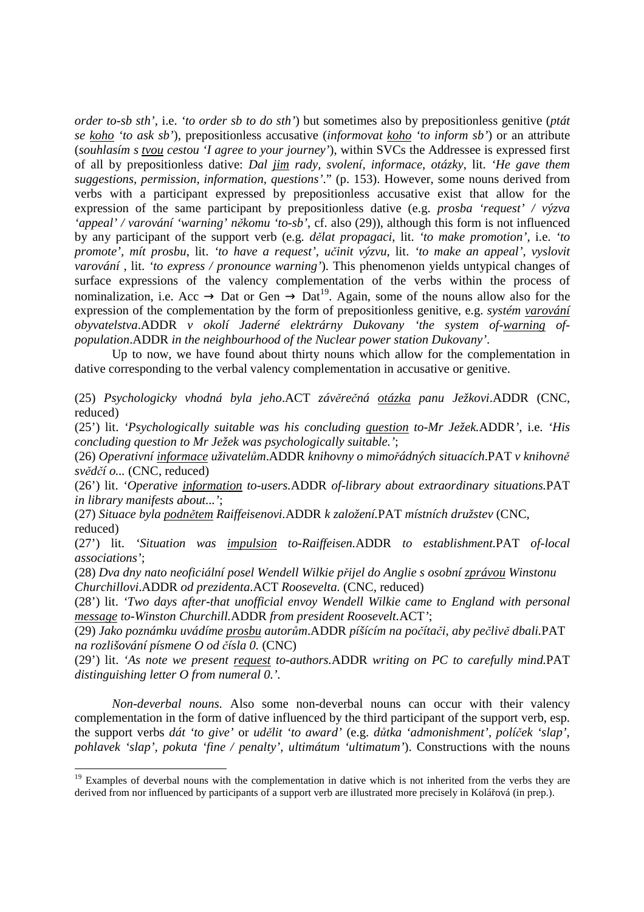*order to-sb sth'*, i.e. *'to order sb to do sth'*) but sometimes also by prepositionless genitive (*ptát se koho 'to ask sb'*), prepositionless accusative (*informovat koho 'to inform sb'*) or an attribute (*souhlasím s tvou cestou 'I agree to your journey'*), within SVCs the Addressee is expressed first of all by prepositionless dative: *Dal jim rady, svolení, informace, otázky*, lit. *'He gave them suggestions, permission, information, questions'*." (p. 153). However, some nouns derived from verbs with a participant expressed by prepositionless accusative exist that allow for the expression of the same participant by prepositionless dative (e.g. *prosba 'request' / výzva 'appeal' / varování 'warning' někomu 'to-sb'*, cf. also (29)), although this form is not influenced by any participant of the support verb (e.g. *dělat propagaci*, lit. *'to make promotion'*, i.e. *'to promote'*, *mít prosbu*, lit. *'to have a request'*, *učinit výzvu*, lit. *'to make an appeal'*, *vyslovit varování* , lit. *'to express / pronounce warning'*). This phenomenon yields untypical changes of surface expressions of the valency complementation of the verbs within the process of nominalization, i.e. Acc → Dat or Gen → Dat[19]. Again, some of the nouns allow also for the expression of the complementation by the form of prepositionless genitive, e.g. *systém varování obyvatelstva*.ADDR *v okolí Jaderné elektrárny Dukovany 'the system of-warning of-population*.ADDR *in the neighbourhood of the Nuclear power station Dukovany'*.

Up to now, we have found about thirty nouns which allow for the complementation in dative corresponding to the verbal valency complementation in accusative or genitive.

(25) *Psychologicky vhodná byla jeho*.ACT *závěrečná otázka panu Ježkovi*.ADDR (CNC, reduced)

(25') lit. *'Psychologically suitable was his concluding question to-Mr Ježek*.ADDR*'*, i.e. *'His concluding question to Mr Ježek was psychologically suitable.'*;

(26) *Operativní informace uživatelům*.ADDR *knihovny o mimořádných situacích*.PAT *v knihovně svědčí o...* (CNC, reduced)

(26') lit. *'Operative information to-users*.ADDR *of-library about extraordinary situations*.PAT *in library manifests about...'*;

(27) *Situace byla podnětem Raiffeisenovi*.ADDR *k založení*.PAT *místních družstev* (CNC, reduced)

(27') lit. *'Situation was impulsion to-Raiffeisen*.ADDR *to establishment*.PAT *of-local associations'*;

(28) *Dva dny nato neoficiální posel Wendell Wilkie přijel do Anglie s osobní zprávou Winstonu Churchillovi*.ADDR *od prezidenta*.ACT *Roosevelta.* (CNC, reduced)

(28') lit. *'Two days after-that unofficial envoy Wendell Wilkie came to England with personal message to-Winston Churchill*.ADDR *from president Roosevelt*.ACT*'*;

(29) *Jako poznámku uvádíme prosbu autorům*.ADDR *píšícím na počítači, aby pečlivě dbali*.PAT *na rozlišování písmene O od čísla 0.* (CNC)

(29') lit. *'As note we present request to-authors*.ADDR *writing on PC to carefully mind*.PAT *distinguishing letter O from numeral 0.'*.

*Non-deverbal nouns.* Also some non-deverbal nouns can occur with their valency complementation in the form of dative influenced by the third participant of the support verb, esp. the support verbs *dát 'to give'* or *udělit 'to award'* (e.g. *důtka 'admonishment'*, *políček 'slap'*, *pohlavek 'slap'*, *pokuta 'fine / penalty'*, *ultimátum 'ultimatum'*). Constructions with the nouns

[19] Examples of deverbal nouns with the complementation in dative which is not inherited from the verbs they are derived from nor influenced by participants of a support verb are illustrated more precisely in Kolářová (in prep.).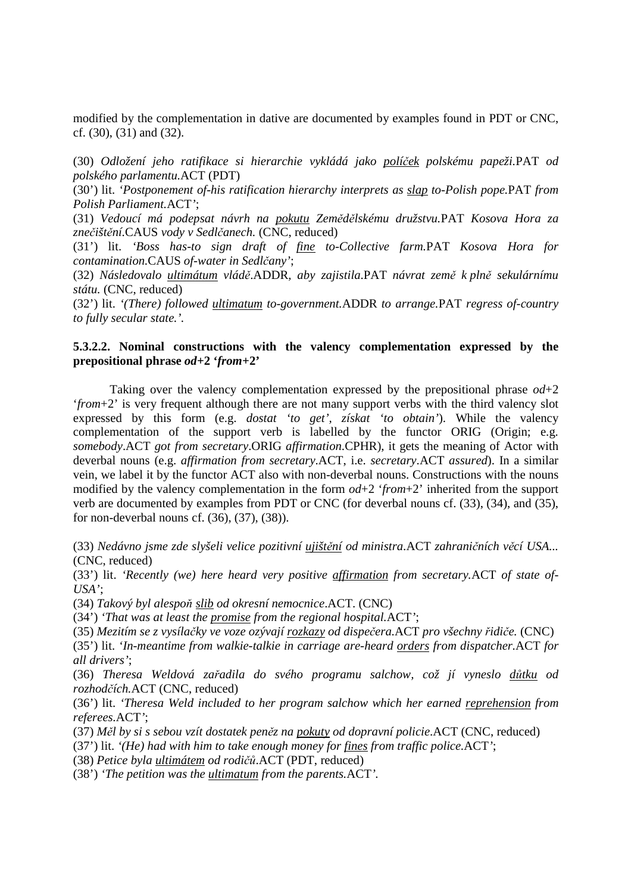modified by the complementation in dative are documented by examples found in PDT or CNC, cf. (30), (31) and (32).

(30) *Odložení jeho ratifikace si hierarchie vykládá jako <u>políček</u> polskému papeži*.PAT *od polského parlamentu*.ACT (PDT)

(30') lit. *'Postponement of-his ratification hierarchy interprets as <u>slap</u> to-Polish pope*.PAT *from Polish Parliament*.ACT*'*;

(31) *Vedoucí má podepsat návrh na <u>pokutu</u> Zemědělskému družstvu*.PAT *Kosova Hora za znečištění*.CAUS *vody v Sedlčanech.* (CNC, reduced)

(31') lit. *'Boss has-to sign draft of <u>fine</u> to-Collective farm*.PAT *Kosova Hora for contamination*.CAUS *of-water in Sedlčany'*;

(32) *Následovalo <u>ultimátum</u> vládě*.ADDR*, aby zajistila*.PAT *návrat země k plně sekulárnímu státu.* (CNC, reduced)

(32') lit. *'(There) followed <u>ultimatum</u> to-government*.ADDR *to arrange*.PAT *regress of-country to fully secular state.'.*

### 5.3.2.2. Nominal constructions with the valency complementation expressed by the prepositional phrase *od*+2 '*from*+2'

Taking over the valency complementation expressed by the prepositional phrase *od*+2 '*from*+2' is very frequent although there are not many support verbs with the third valency slot expressed by this form (e.g. *dostat 'to get'*, *získat 'to obtain'*). While the valency complementation of the support verb is labelled by the functor ORIG (Origin; e.g. *somebody*.ACT *got from secretary*.ORIG *affirmation*.CPHR), it gets the meaning of Actor with deverbal nouns (e.g. *affirmation from secretary*.ACT, i.e. *secretary*.ACT *assured*). In a similar vein, we label it by the functor ACT also with non-deverbal nouns. Constructions with the nouns modified by the valency complementation in the form *od*+2 '*from*+2' inherited from the support verb are documented by examples from PDT or CNC (for deverbal nouns cf. (33), (34), and (35), for non-deverbal nouns cf. (36), (37), (38)).

(33) *Nedávno jsme zde slyšeli velice pozitivní <u>ujištění</u> od ministra*.ACT *zahraničních věcí USA...* (CNC, reduced)

(33') lit. *'Recently (we) here heard very positive <u>affirmation</u> from secretary*.ACT *of state of-USA'*;

(34) *Takový byl alespoň <u>slib</u> od okresní nemocnice*.ACT. (CNC)

(34') *'That was at least the <u>promise</u> from the regional hospital*.ACT*'*;

(35) *Mezitím se z vysílačky ve voze ozývají <u>rozkazy</u> od dispečera*.ACT *pro všechny řidiče.* (CNC)

(35') lit. *'In-meantime from walkie-talkie in carriage are-heard <u>orders</u> from dispatcher*.ACT *for all drivers'*;

(36) *Theresa Weldová zařadila do svého programu salchow, což jí vyneslo <u>důtku</u> od rozhodčích*.ACT (CNC, reduced)

(36') lit. *'Theresa Weld included to her program salchow which her earned <u>reprehension</u> from referees*.ACT*'*;

(37) *Měl by si s sebou vzít dostatek peněz na <u>pokuty</u> od dopravní policie*.ACT (CNC, reduced)

(37') lit. *'(He) had with him to take enough money for <u>fines</u> from traffic police*.ACT*'*;

(38) *Petice byla <u>ultimátem</u> od rodičů*.ACT (PDT, reduced)

(38') *'The petition was the <u>ultimatum</u> from the parents*.ACT*'.*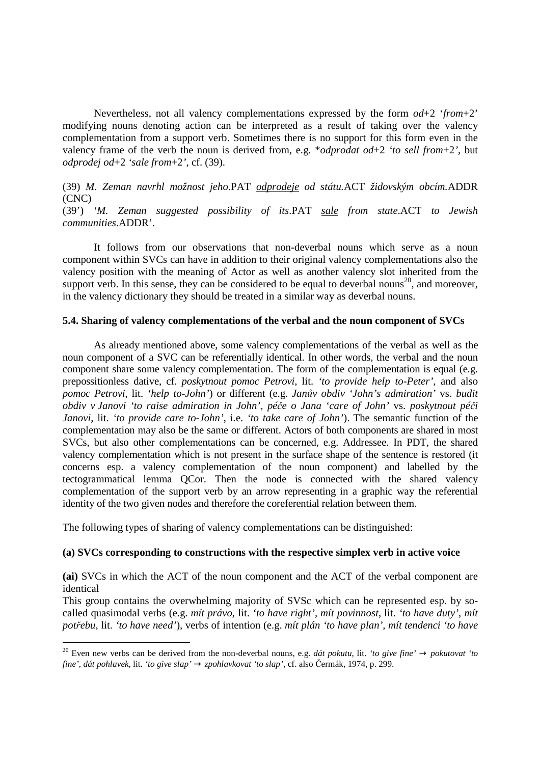Nevertheless, not all valency complementations expressed by the form *od*+2 *'from*+2' modifying nouns denoting action can be interpreted as a result of taking over the valency complementation from a support verb. Sometimes there is no support for this form even in the valency frame of the verb the noun is derived from, e.g. **odprodat od*+2 *'to sell from*+2', but *odprodej od*+2 *'sale from*+2', cf. (39).

(39) *M. Zeman navrhl možnost jeho*.PAT *odprodeje od státu*.ACT *židovským obcím*.ADDR (CNC)

(39') *'M. Zeman suggested possibility of its*.PAT *sale from state*.ACT *to Jewish communities*.ADDR'.

It follows from our observations that non-deverbal nouns which serve as a noun component within SVCs can have in addition to their original valency complementations also the valency position with the meaning of Actor as well as another valency slot inherited from the support verb. In this sense, they can be considered to be equal to deverbal nouns[20], and moreover, in the valency dictionary they should be treated in a similar way as deverbal nouns.

### 5.4. Sharing of valency complementations of the verbal and the noun component of SVCs

As already mentioned above, some valency complementations of the verbal as well as the noun component of a SVC can be referentially identical. In other words, the verbal and the noun component share some valency complementation. The form of the complementation is equal (e.g. prepossitionless dative, cf. *poskytnout pomoc Petrovi*, lit. *'to provide help to-Peter'*, and also *pomoc Petrovi*, lit. *'help to-John'*) or different (e.g. *Janův obdiv 'John's admiration'* vs. *budit obdiv v Janovi 'to raise admiration in John'*, *péče o Jana 'care of John'* vs. *poskytnout péči Janovi*, lit. *'to provide care to-John'*, i.e. *'to take care of John'*). The semantic function of the complementation may also be the same or different. Actors of both components are shared in most SVCs, but also other complementations can be concerned, e.g. Addressee. In PDT, the shared valency complementation which is not present in the surface shape of the sentence is restored (it concerns esp. a valency complementation of the noun component) and labelled by the tectogrammatical lemma QCor. Then the node is connected with the shared valency complementation of the support verb by an arrow representing in a graphic way the referential identity of the two given nodes and therefore the coreferential relation between them.

The following types of sharing of valency complementations can be distinguished:

**(a) SVCs corresponding to constructions with the respective simplex verb in active voice**

**(ai)** SVCs in which the ACT of the noun component and the ACT of the verbal component are identical

This group contains the overwhelming majority of SVSc which can be represented esp. by so-called quasimodal verbs (e.g. *mít právo*, lit. *'to have right'*, *mít povinnost*, lit. *'to have duty'*, *mít potřebu*, lit. *'to have need'*), verbs of intention (e.g. *mít plán 'to have plan'*, *mít tendenci 'to have*

---

[20] Even new verbs can be derived from the non-deverbal nouns, e.g. *dát pokutu*, lit. *'to give fine'* → *pokutovat 'to fine'*, *dát pohlavek*, lit. *'to give slap'* → *zpohlavkovat 'to slap'*, cf. also Čermák, 1974, p. 299.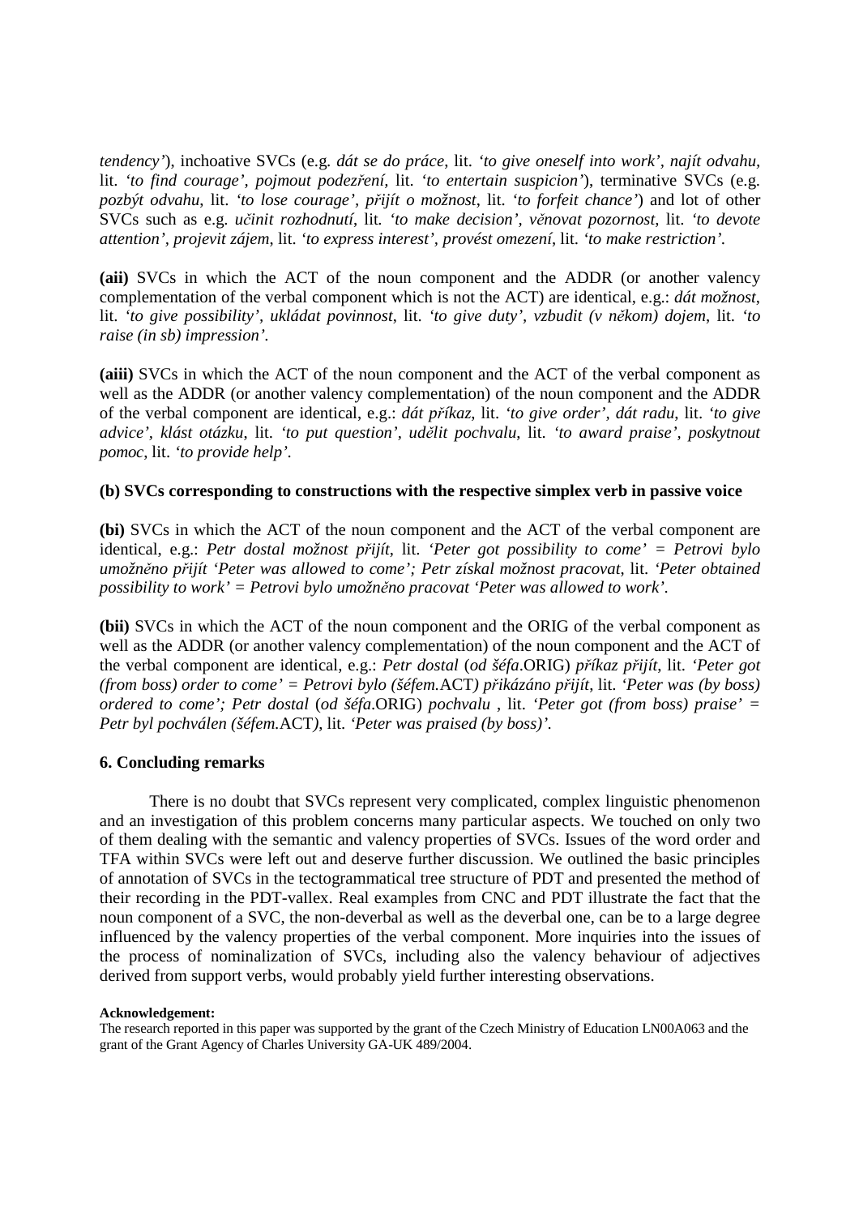*tendency'*), inchoative SVCs (e.g. *dát se do práce*, lit. *'to give oneself into work', najít odvahu*, lit. *'to find courage', pojmout podezření*, lit. *'to entertain suspicion'*), terminative SVCs (e.g. *pozbýt odvahu*, lit. *'to lose courage', přijít o možnost*, lit. *'to forfeit chance'*) and lot of other SVCs such as e.g. *učinit rozhodnutí*, lit. *'to make decision', věnovat pozornost*, lit. *'to devote attention', projevit zájem*, lit. *'to express interest', provést omezení*, lit. *'to make restriction'.*

**(aii)** SVCs in which the ACT of the noun component and the ADDR (or another valency complementation of the verbal component which is not the ACT) are identical, e.g.: *dát možnost*, lit. *'to give possibility', ukládat povinnost*, lit. *'to give duty', vzbudit (v někom) dojem*, lit. *'to raise (in sb) impression'.*

**(aiii)** SVCs in which the ACT of the noun component and the ACT of the verbal component as well as the ADDR (or another valency complementation) of the noun component and the ADDR of the verbal component are identical, e.g.: *dát příkaz*, lit. *'to give order', dát radu*, lit. *'to give advice', klást otázku*, lit. *'to put question', udělit pochvalu*, lit. *'to award praise', poskytnout pomoc*, lit. *'to provide help'.*

**(b) SVCs corresponding to constructions with the respective simplex verb in passive voice**

**(bi)** SVCs in which the ACT of the noun component and the ACT of the verbal component are identical, e.g.: *Petr dostal možnost přijít*, lit. *'Peter got possibility to come' = Petrovi bylo umožněno přijít 'Peter was allowed to come'; Petr získal možnost pracovat*, lit. *'Peter obtained possibility to work' = Petrovi bylo umožněno pracovat 'Peter was allowed to work'.*

**(bii)** SVCs in which the ACT of the noun component and the ORIG of the verbal component as well as the ADDR (or another valency complementation) of the noun component and the ACT of the verbal component are identical, e.g.: *Petr dostal* (*od šéfa*.ORIG) *příkaz přijít*, lit. *'Peter got (from boss) order to come' = Petrovi bylo (šéfem.*ACT) *přikázáno přijít*, lit. *'Peter was (by boss) ordered to come'; Petr dostal* (*od šéfa*.ORIG) *pochvalu* , lit. *'Peter got (from boss) praise' = Petr byl pochválen (šéfem.*ACT*)*, lit. *'Peter was praised (by boss)'.*

## 6. Concluding remarks

There is no doubt that SVCs represent very complicated, complex linguistic phenomenon and an investigation of this problem concerns many particular aspects. We touched on only two of them dealing with the semantic and valency properties of SVCs. Issues of the word order and TFA within SVCs were left out and deserve further discussion. We outlined the basic principles of annotation of SVCs in the tectogrammatical tree structure of PDT and presented the method of their recording in the PDT-vallex. Real examples from CNC and PDT illustrate the fact that the noun component of a SVC, the non-deverbal as well as the deverbal one, can be to a large degree influenced by the valency properties of the verbal component. More inquiries into the issues of the process of nominalization of SVCs, including also the valency behaviour of adjectives derived from support verbs, would probably yield further interesting observations.

**Acknowledgement:**

The research reported in this paper was supported by the grant of the Czech Ministry of Education LN00A063 and the grant of the Grant Agency of Charles University GA-UK 489/2004.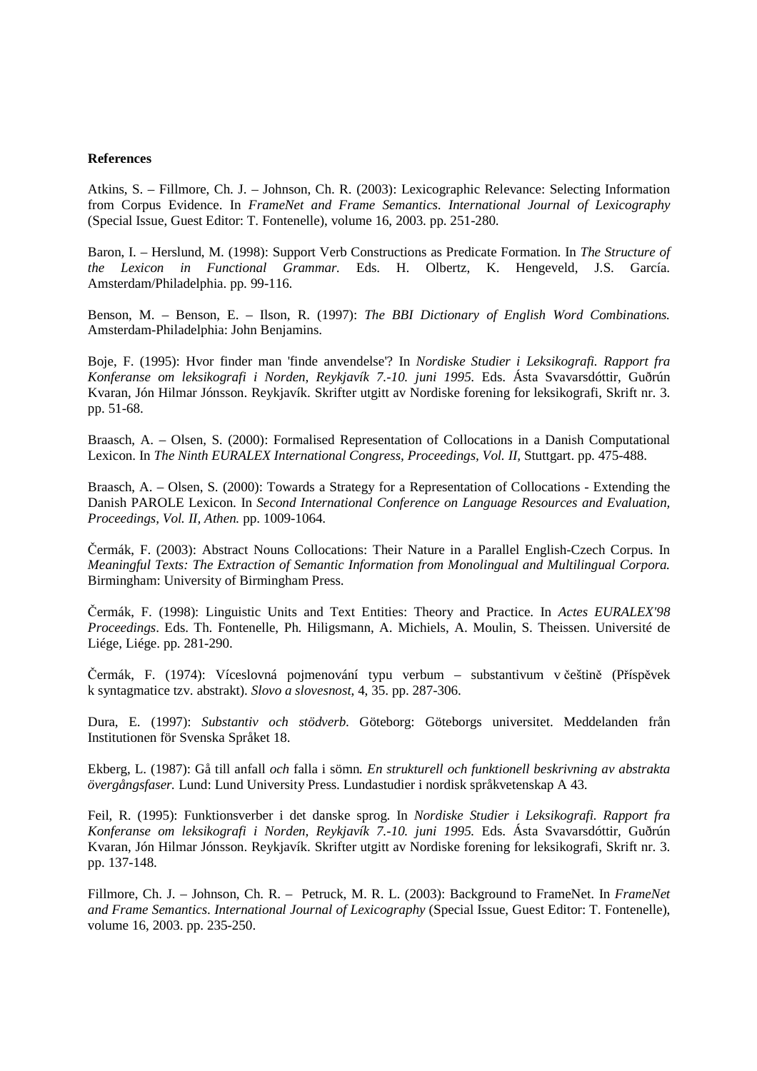**References**

Atkins, S. – Fillmore, Ch. J. – Johnson, Ch. R. (2003): Lexicographic Relevance: Selecting Information from Corpus Evidence. In *FrameNet and Frame Semantics. International Journal of Lexicography* (Special Issue, Guest Editor: T. Fontenelle), volume 16, 2003. pp. 251-280.

Baron, I. – Herslund, M. (1998): Support Verb Constructions as Predicate Formation. In *The Structure of the Lexicon in Functional Grammar.* Eds. H. Olbertz, K. Hengeveld, J.S. García. Amsterdam/Philadelphia. pp. 99-116.

Benson, M. – Benson, E. – Ilson, R. (1997): *The BBI Dictionary of English Word Combinations.* Amsterdam-Philadelphia: John Benjamins.

Boje, F. (1995): Hvor finder man 'finde anvendelse'? In *Nordiske Studier i Leksikografi. Rapport fra Konferanse om leksikografi i Norden, Reykjavík 7.-10. juni 1995.* Eds. Ásta Svavarsdóttir, Guðrún Kvaran, Jón Hilmar Jónsson. Reykjavík. Skrifter utgitt av Nordiske forening for leksikografi, Skrift nr. 3. pp. 51-68.

Braasch, A. – Olsen, S. (2000): Formalised Representation of Collocations in a Danish Computational Lexicon. In *The Ninth EURALEX International Congress, Proceedings, Vol. II,* Stuttgart. pp. 475-488.

Braasch, A. – Olsen, S. (2000): Towards a Strategy for a Representation of Collocations - Extending the Danish PAROLE Lexicon. In *Second International Conference on Language Resources and Evaluation, Proceedings, Vol. II, Athen.* pp. 1009-1064.

Čermák, F. (2003): Abstract Nouns Collocations: Their Nature in a Parallel English-Czech Corpus. In *Meaningful Texts: The Extraction of Semantic Information from Monolingual and Multilingual Corpora.* Birmingham: University of Birmingham Press.

Čermák, F. (1998): Linguistic Units and Text Entities: Theory and Practice. In *Actes EURALEX'98 Proceedings*. Eds. Th. Fontenelle, Ph. Hiligsmann, A. Michiels, A. Moulin, S. Theissen. Université de Liége, Liége. pp. 281-290.

Čermák, F. (1974): Víceslovná pojmenování typu verbum – substantivum v češtině (Příspěvek k syntagmatice tzv. abstrakt). *Slovo a slovesnost*, 4, 35. pp. 287-306.

Dura, E. (1997): *Substantiv och stödverb*. Göteborg: Göteborgs universitet. Meddelanden från Institutionen för Svenska Språket 18.

Ekberg, L. (1987): Gå till anfall *och* falla i sömn*. En strukturell och funktionell beskrivning av abstrakta övergångsfaser.* Lund: Lund University Press. Lundastudier i nordisk språkvetenskap A 43.

Feil, R. (1995): Funktionsverber i det danske sprog. In *Nordiske Studier i Leksikografi. Rapport fra Konferanse om leksikografi i Norden, Reykjavík 7.-10. juni 1995.* Eds. Ásta Svavarsdóttir, Guðrún Kvaran, Jón Hilmar Jónsson. Reykjavík. Skrifter utgitt av Nordiske forening for leksikografi, Skrift nr. 3. pp. 137-148.

Fillmore, Ch. J. – Johnson, Ch. R. – Petruck, M. R. L. (2003): Background to FrameNet. In *FrameNet and Frame Semantics. International Journal of Lexicography* (Special Issue, Guest Editor: T. Fontenelle), volume 16, 2003. pp. 235-250.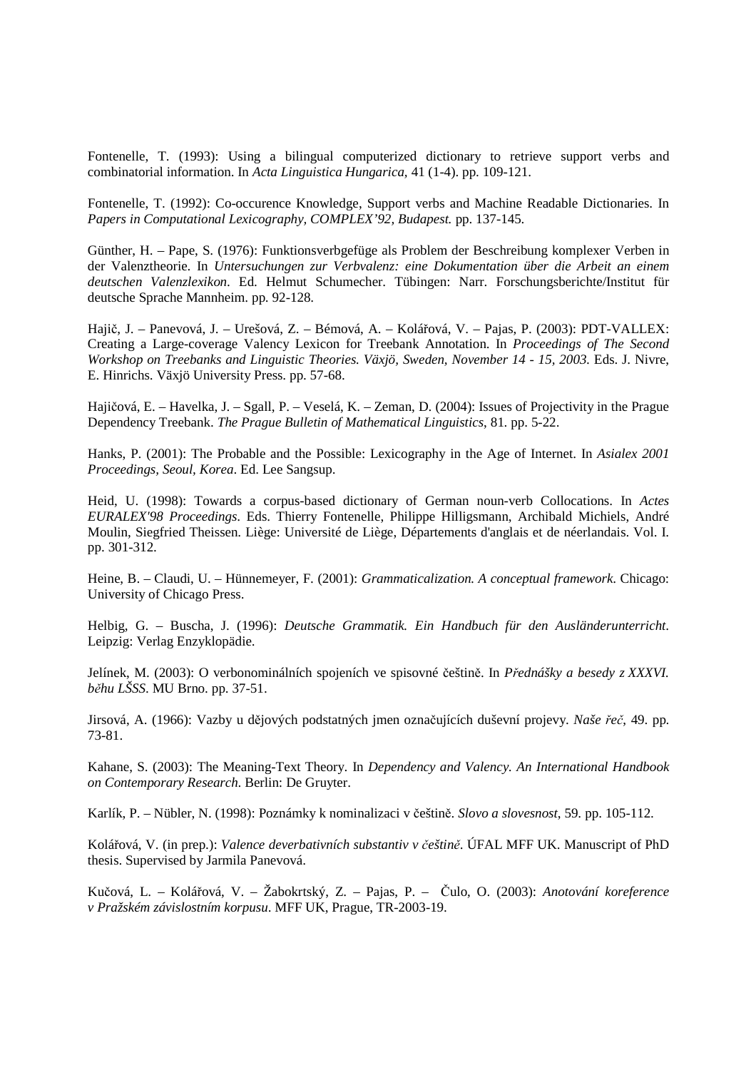Fontenelle, T. (1993): Using a bilingual computerized dictionary to retrieve support verbs and combinatorial information. In *Acta Linguistica Hungarica,* 41 (1-4). pp. 109-121.

Fontenelle, T. (1992): Co-occurence Knowledge, Support verbs and Machine Readable Dictionaries. In *Papers in Computational Lexicography, COMPLEX'92, Budapest.* pp. 137-145.

Günther, H. – Pape, S. (1976): Funktionsverbgefüge als Problem der Beschreibung komplexer Verben in der Valenztheorie. In *Untersuchungen zur Verbvalenz: eine Dokumentation über die Arbeit an einem deutschen Valenzlexikon*. Ed. Helmut Schumecher. Tübingen: Narr. Forschungsberichte/Institut für deutsche Sprache Mannheim. pp. 92-128.

Hajič, J. – Panevová, J. – Urešová, Z. – Bémová, A. – Kolářová, V. – Pajas, P. (2003): PDT-VALLEX: Creating a Large-coverage Valency Lexicon for Treebank Annotation. In *Proceedings of The Second Workshop on Treebanks and Linguistic Theories. Växjö, Sweden, November 14 - 15, 2003.* Eds. J. Nivre, E. Hinrichs. Växjö University Press. pp. 57-68.

Hajičová, E. – Havelka, J. – Sgall, P. – Veselá, K. – Zeman, D. (2004): Issues of Projectivity in the Prague Dependency Treebank. *The Prague Bulletin of Mathematical Linguistics*, 81. pp. 5-22.

Hanks, P. (2001): The Probable and the Possible: Lexicography in the Age of Internet. In *Asialex 2001 Proceedings, Seoul, Korea*. Ed. Lee Sangsup.

Heid, U. (1998): Towards a corpus-based dictionary of German noun-verb Collocations. In *Actes EURALEX'98 Proceedings*. Eds. Thierry Fontenelle, Philippe Hilligsmann, Archibald Michiels, André Moulin, Siegfried Theissen. Liège: Université de Liège, Départements d'anglais et de néerlandais. Vol. I. pp. 301-312.

Heine, B. – Claudi, U. – Hünnemeyer, F. (2001): *Grammaticalization. A conceptual framework*. Chicago: University of Chicago Press.

Helbig, G. – Buscha, J. (1996): *Deutsche Grammatik. Ein Handbuch für den Ausländerunterricht*. Leipzig: Verlag Enzyklopädie.

Jelínek, M. (2003): O verbonominálních spojeních ve spisovné češtině. In *Přednášky a besedy z XXXVI. běhu LŠSS*. MU Brno. pp. 37-51.

Jirsová, A. (1966): Vazby u dějových podstatných jmen označujících duševní projevy. *Naše řeč*, 49. pp. 73-81.

Kahane, S. (2003): The Meaning-Text Theory. In *Dependency and Valency. An International Handbook on Contemporary Research*. Berlin: De Gruyter.

Karlík, P. – Nübler, N. (1998): Poznámky k nominalizaci v češtině. *Slovo a slovesnost*, 59. pp. 105-112.

Kolářová, V. (in prep.): *Valence deverbativních substantiv v češtině*. ÚFAL MFF UK. Manuscript of PhD thesis. Supervised by Jarmila Panevová.

Kučová, L. – Kolářová, V. – Žabokrtský, Z. – Pajas, P. – Čulo, O. (2003): *Anotování koreference v Pražském závislostním korpusu*. MFF UK, Prague, TR-2003-19.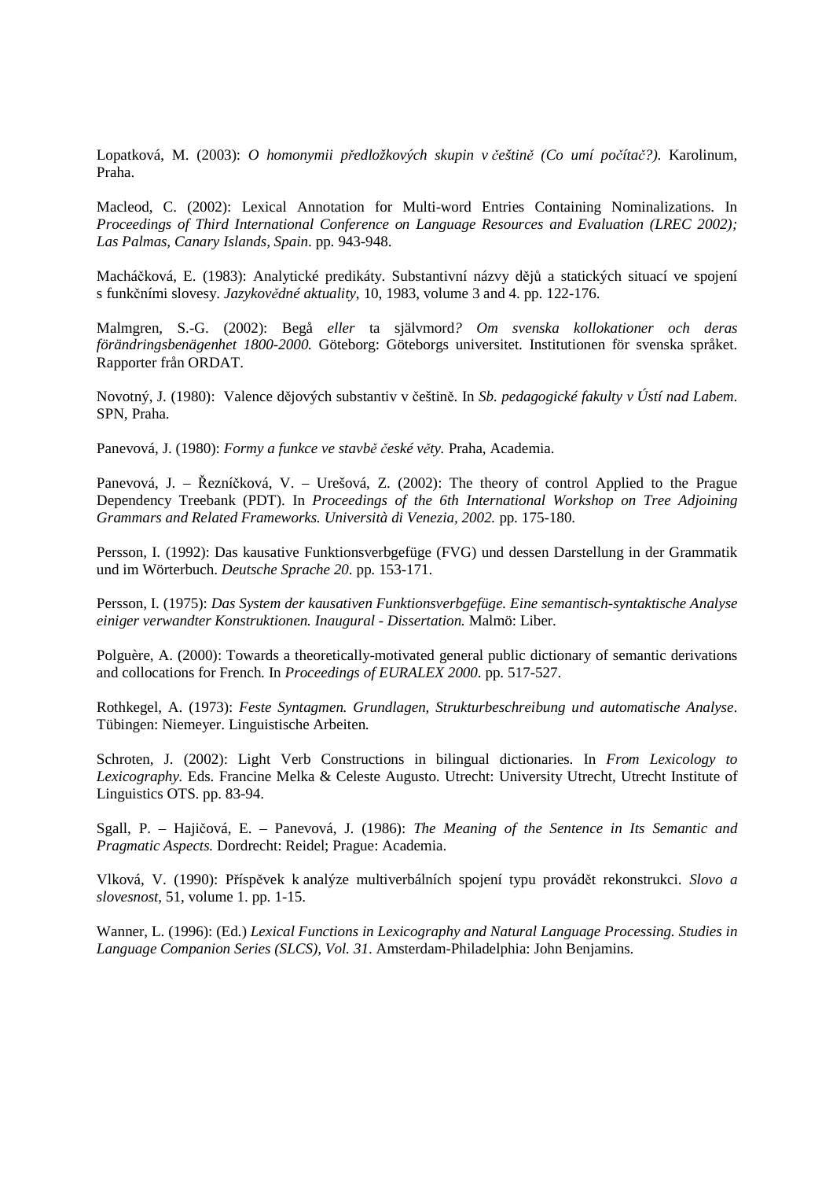Lopatková, M. (2003): *O homonymii předložkových skupin v češtině (Co umí počítač?).* Karolinum, Praha.

Macleod, C. (2002): Lexical Annotation for Multi-word Entries Containing Nominalizations. In *Proceedings of Third International Conference on Language Resources and Evaluation (LREC 2002); Las Palmas, Canary Islands, Spain*. pp. 943-948.

Macháčková, E. (1983): Analytické predikáty. Substantivní názvy dějů a statických situací ve spojení s funkčními slovesy. *Jazykovědné aktuality*, 10, 1983, volume 3 and 4. pp. 122-176.

Malmgren, S.-G. (2002): Begå *eller* ta självmord*? Om svenska kollokationer och deras förändringsbenägenhet 1800-2000.* Göteborg: Göteborgs universitet. Institutionen för svenska språket. Rapporter från ORDAT.

Novotný, J. (1980): Valence dějových substantiv v češtině. In *Sb. pedagogické fakulty v Ústí nad Labem*. SPN, Praha.

Panevová, J. (1980): *Formy a funkce ve stavbě české věty.* Praha, Academia.

Panevová, J. – Řezníčková, V. – Urešová, Z. (2002): The theory of control Applied to the Prague Dependency Treebank (PDT). In *Proceedings of the 6th International Workshop on Tree Adjoining Grammars and Related Frameworks. Università di Venezia, 2002.* pp. 175-180.

Persson, I. (1992): Das kausative Funktionsverbgefüge (FVG) und dessen Darstellung in der Grammatik und im Wörterbuch. *Deutsche Sprache 20*. pp. 153-171.

Persson, I. (1975): *Das System der kausativen Funktionsverbgefüge. Eine semantisch-syntaktische Analyse einiger verwandter Konstruktionen. Inaugural - Dissertation.* Malmö: Liber.

Polguère, A. (2000): Towards a theoretically-motivated general public dictionary of semantic derivations and collocations for French. In *Proceedings of EURALEX 2000*. pp. 517-527.

Rothkegel, A. (1973): *Feste Syntagmen. Grundlagen, Strukturbeschreibung und automatische Analyse*. Tübingen: Niemeyer. Linguistische Arbeiten.

Schroten, J. (2002): Light Verb Constructions in bilingual dictionaries. In *From Lexicology to Lexicography.* Eds. Francine Melka & Celeste Augusto. Utrecht: University Utrecht, Utrecht Institute of Linguistics OTS. pp. 83-94.

Sgall, P. – Hajičová, E. – Panevová, J. (1986): *The Meaning of the Sentence in Its Semantic and Pragmatic Aspects.* Dordrecht: Reidel; Prague: Academia.

Vlková, V. (1990): Příspěvek k analýze multiverbálních spojení typu provádět rekonstrukci. *Slovo a slovesnost*, 51, volume 1. pp. 1-15.

Wanner, L. (1996): (Ed.) *Lexical Functions in Lexicography and Natural Language Processing. Studies in Language Companion Series (SLCS), Vol. 31*. Amsterdam-Philadelphia: John Benjamins.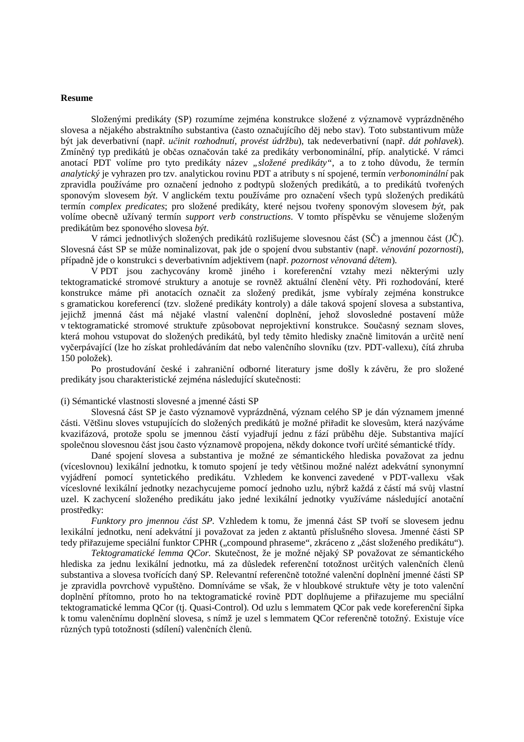**Resume**

Složenými predikáty (SP) rozumíme zejména konstrukce složené z významově vyprázdněného slovesa a nějakého abstraktního substantiva (často označujícího děj nebo stav). Toto substantivum může být jak deverbativní (např. *učinit rozhodnutí, provést údržbu*), tak nedeverbativní (např. *dát pohlavek*). Zmíněný typ predikátů je občas označován také za predikáty verbonominální, příp. analytické. V rámci anotací PDT volíme pro tyto predikáty název *„složené predikáty"*, a to z toho důvodu, že termín *analytický* je vyhrazen pro tzv. analytickou rovinu PDT a atributy s ní spojené, termín *verbonominální* pak zpravidla používáme pro označení jednoho z podtypů složených predikátů, a to predikátů tvořených sponovým slovesem *být*. V anglickém textu používáme pro označení všech typů složených predikátů termín *complex predicates*; pro složené predikáty, které nejsou tvořeny sponovým slovesem *být*, pak volíme obecně užívaný termín *support verb constructions*. V tomto příspěvku se věnujeme složeným predikátům bez sponového slovesa *být*.

V rámci jednotlivých složených predikátů rozlišujeme slovesnou část (SČ) a jmennou část (JČ). Slovesná část SP se může nominalizovat, pak jde o spojení dvou substantiv (např. *věnování pozornosti*), případně jde o konstrukci s deverbativním adjektivem (např. *pozornost věnovaná dětem*).

V PDT jsou zachycovány kromě jiného i koreferenční vztahy mezi některými uzly tektogramatické stromové struktury a anotuje se rovněž aktuální členění věty. Při rozhodování, které konstrukce máme při anotacích označit za složený predikát, jsme vybíraly zejména konstrukce s gramatickou koreferencí (tzv. složené predikáty kontroly) a dále taková spojení slovesa a substantiva, jejichž jmenná část má nějaké vlastní valenční doplnění, jehož slovosledné postavení může v tektogramatické stromové struktuře způsobovat neprojektivní konstrukce. Současný seznam sloves, která mohou vstupovat do složených predikátů, byl tedy těmito hledisky značně limitován a určitě není vyčerpávající (lze ho získat prohledáváním dat nebo valenčního slovníku (tzv. PDT-vallexu), čítá zhruba 150 položek).

Po prostudování české i zahraniční odborné literatury jsme došly k závěru, že pro složené predikáty jsou charakteristické zejména následující skutečnosti:

(i) Sémantické vlastnosti slovesné a jmenné části SP

Slovesná část SP je často významově vyprázdněná, význam celého SP je dán významem jmenné části. Většinu sloves vstupujících do složených predikátů je možné přiřadit ke slovesům, která nazýváme kvazifázová, protože spolu se jmennou částí vyjadřují jednu z fází průběhu děje. Substantiva mající společnou slovesnou část jsou často významově propojena, někdy dokonce tvoří určité sémantické třídy.

Dané spojení slovesa a substantiva je možné ze sémantického hlediska považovat za jednu (víceslovnou) lexikální jednotku, k tomuto spojení je tedy většinou možné nalézt adekvátní synonymní vyjádření pomocí syntetického predikátu. Vzhledem ke konvenci zavedené v PDT-vallexu však víceslovné lexikální jednotky nezachycujeme pomocí jednoho uzlu, nýbrž každá z částí má svůj vlastní uzel. K zachycení složeného predikátu jako jedné lexikální jednotky využíváme následující anotační prostředky:

*Funktory pro jmennou část SP*. Vzhledem k tomu, že jmenná část SP tvoří se slovesem jednu lexikální jednotku, není adekvátní ji považovat za jeden z aktantů příslušného slovesa. Jmenné části SP tedy přiřazujeme speciální funktor CPHR („compound phraseme", zkráceno z „část složeného predikátu").

*Tektogramatické lemma QCor.* Skutečnost, že je možné nějaký SP považovat ze sémantického hlediska za jednu lexikální jednotku, má za důsledek referenční totožnost určitých valenčních členů substantiva a slovesa tvořících daný SP. Relevantní referenčně totožné valenční doplnění jmenné části SP je zpravidla povrchově vypuštěno. Domníváme se však, že v hloubkové struktuře věty je toto valenční doplnění přítomno, proto ho na tektogramatické rovině PDT doplňujeme a přiřazujeme mu speciální tektogramatické lemma QCor (tj. Quasi-Control). Od uzlu s lemmatem QCor pak vede koreferenční šipka k tomu valenčnímu doplnění slovesa, s nímž je uzel s lemmatem QCor referenčně totožný. Existuje více různých typů totožnosti (sdílení) valenčních členů.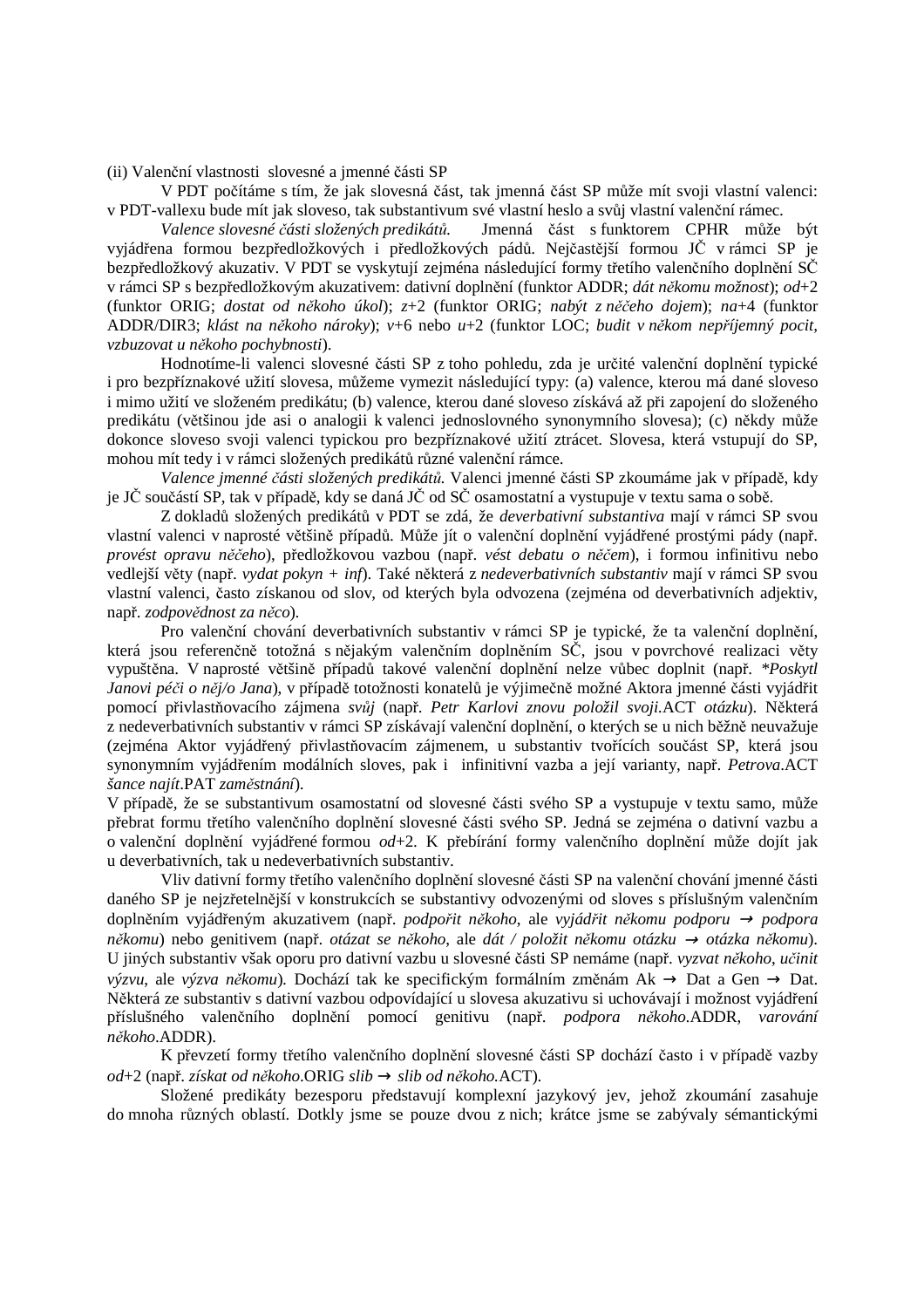(ii) Valenční vlastnosti slovesné a jmenné části SP

V PDT počítáme s tím, že jak slovesná část, tak jmenná část SP může mít svoji vlastní valenci: v PDT-vallexu bude mít jak sloveso, tak substantivum své vlastní heslo a svůj vlastní valenční rámec.

*Valence slovesné části složených predikátů.* Jmenná část s funktorem CPHR může být vyjádřena formou bezpředložkových i předložkových pádů. Nejčastější formou JČ v rámci SP je bezpředložkový akuzativ. V PDT se vyskytují zejména následující formy třetího valenčního doplnění SČ v rámci SP s bezpředložkovým akuzativem: dativní doplnění (funktor ADDR; *dát někomu možnost*); *od*+2 (funktor ORIG; *dostat od někoho úkol*); *z*+2 (funktor ORIG; *nabýt z něčeho dojem*); *na*+4 (funktor ADDR/DIR3; *klást na někoho nároky*); *v*+6 nebo *u*+2 (funktor LOC; *budit v někom nepříjemný pocit, vzbuzovat u někoho pochybnosti*).

Hodnotíme-li valenci slovesné části SP z toho pohledu, zda je určité valenční doplnění typické i pro bezpříznakové užití slovesa, můžeme vymezit následující typy: (a) valence, kterou má dané sloveso i mimo užití ve složeném predikátu; (b) valence, kterou dané sloveso získává až při zapojení do složeného predikátu (většinou jde asi o analogii k valenci jednoslovného synonymního slovesa); (c) někdy může dokonce sloveso svoji valenci typickou pro bezpříznakové užití ztrácet. Slovesa, která vstupují do SP, mohou mít tedy i v rámci složených predikátů různé valenční rámce.

*Valence jmenné části složených predikátů.* Valenci jmenné části SP zkoumáme jak v případě, kdy je JČ součástí SP, tak v případě, kdy se daná JČ od SČ osamostatní a vystupuje v textu sama o sobě.

Z dokladů složených predikátů v PDT se zdá, že *deverbativní substantiva* mají v rámci SP svou vlastní valenci v naprosté většině případů. Může jít o valenční doplnění vyjádřené prostými pády (např. *provést opravu něčeho*), předložkovou vazbou (např. *vést debatu o něčem*), i formou infinitivu nebo vedlejší věty (např. *vydat pokyn + inf*). Také některá z *nedeverbativních substantiv* mají v rámci SP svou vlastní valenci, často získanou od slov, od kterých byla odvozena (zejména od deverbativních adjektiv, např. *zodpovědnost za něco*).

Pro valenční chování deverbativních substantiv v rámci SP je typické, že ta valenční doplnění, která jsou referenčně totožná s nějakým valenčním doplněním SČ, jsou v povrchové realizaci věty vypuštěna. V naprosté většině případů takové valenční doplnění nelze vůbec doplnit (např. *\*Poskytl Janovi péči o něj/o Jana*), v případě totožnosti konatelů je výjimečně možné Aktora jmenné části vyjádřit pomocí přivlastňovacího zájmena *svůj* (např. *Petr Karlovi znovu položil svoji*.ACT *otázku*). Některá z nedeverbativních substantiv v rámci SP získávají valenční doplnění, o kterých se u nich běžně neuvažuje (zejména Aktor vyjádřený přivlastňovacím zájmenem, u substantiv tvořících součást SP, která jsou synonymním vyjádřením modálních sloves, pak i infinitivní vazba a její varianty, např. *Petrova*.ACT *šance najít*.PAT *zaměstnání*).

V případě, že se substantivum osamostatní od slovesné části svého SP a vystupuje v textu samo, může přebrat formu třetího valenčního doplnění slovesné části svého SP. Jedná se zejména o dativní vazbu a o valenční doplnění vyjádřené formou *od*+2. K přebírání formy valenčního doplnění může dojít jak u deverbativních, tak u nedeverbativních substantiv.

Vliv dativní formy třetího valenčního doplnění slovesné části SP na valenční chování jmenné části daného SP je nejzřetelnější v konstrukcích se substantivy odvozenými od sloves s příslušným valenčním doplněním vyjádřeným akuzativem (např. *podpořit někoho*, ale *vyjádřit někomu podporu* → *podpora někomu*) nebo genitivem (např. *otázat se někoho*, ale *dát / položit někomu otázku* → *otázka někomu*). U jiných substantiv však oporu pro dativní vazbu u slovesné části SP nemáme (např. *vyzvat někoho*, *učinit výzvu*, ale *výzva někomu*). Dochází tak ke specifickým formálním změnám Ak → Dat a Gen → Dat. Některá ze substantiv s dativní vazbou odpovídající u slovesa akuzativu si uchovávají i možnost vyjádření příslušného valenčního doplnění pomocí genitivu (např. *podpora někoho*.ADDR, *varování někoho*.ADDR).

K převzetí formy třetího valenčního doplnění slovesné části SP dochází často i v případě vazby *od*+2 (např. *získat od někoho*.ORIG *slib* → *slib od někoho*.ACT).

Složené predikáty bezesporu představují komplexní jazykový jev, jehož zkoumání zasahuje do mnoha různých oblastí. Dotkly jsme se pouze dvou z nich; krátce jsme se zabývaly sémantickými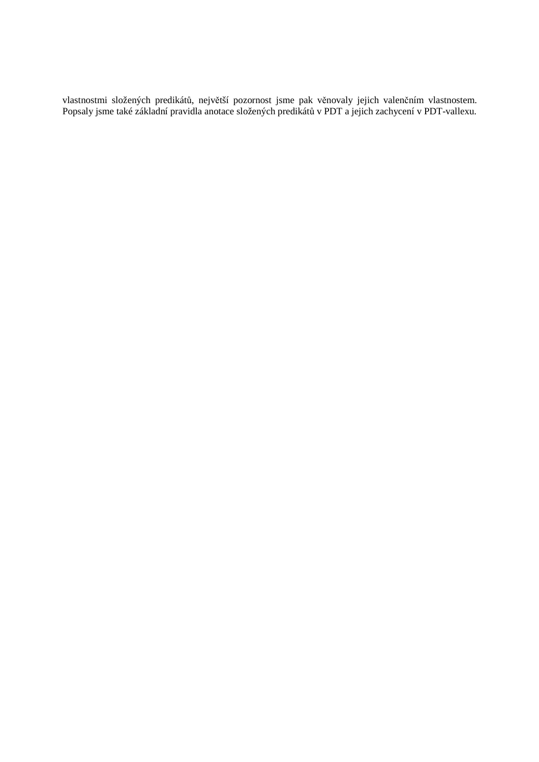vlastnostmi složených predikátů, největší pozornost jsme pak věnovaly jejich valenčním vlastnostem. Popsaly jsme také základní pravidla anotace složených predikátů v PDT a jejich zachycení v PDT-vallexu.